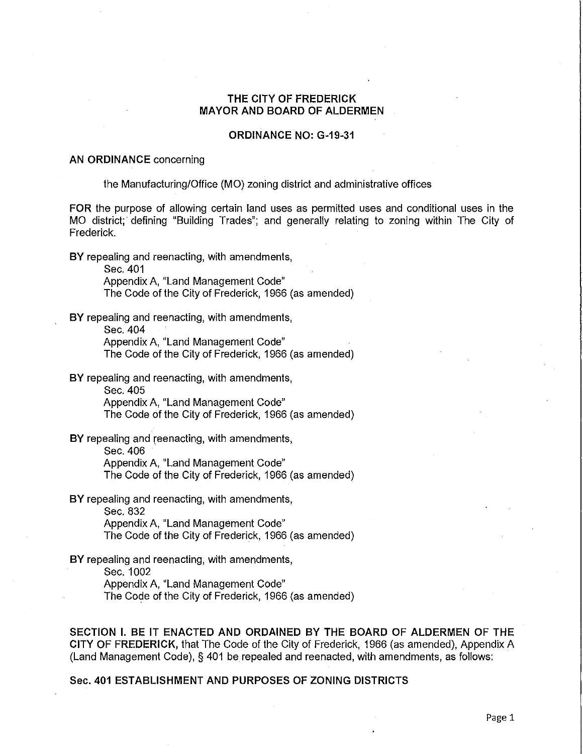# THE CITY OF FREDERICK
# MAYOR AND BOARD OF ALDERMEN

## ORDINANCE NO: G-19-31

**AN ORDINANCE** concerning

the Manufacturing/Office (MO) zoning district and administrative offices

**FOR** the purpose of allowing certain land uses as permitted uses and conditional uses in the MO district; defining "Building Trades"; and generally relating to zoning within The City of Frederick.

**BY** repealing and reenacting, with amendments,
Sec. 401
Appendix A, "Land Management Code"
The Code of the City of Frederick, 1966 (as amended)

**BY** repealing and reenacting, with amendments,
Sec. 404
Appendix A, "Land Management Code"
The Code of the City of Frederick, 1966 (as amended)

**BY** repealing and reenacting, with amendments,
Sec. 405
Appendix A, "Land Management Code"
The Code of the City of Frederick, 1966 (as amended)

**BY** repealing and reenacting, with amendments,
Sec. 406
Appendix A, "Land Management Code"
The Code of the City of Frederick, 1966 (as amended)

**BY** repealing and reenacting, with amendments,
Sec. 832
Appendix A, "Land Management Code"
The Code of the City of Frederick, 1966 (as amended)

**BY** repealing and reenacting, with amendments,
Sec. 1002
Appendix A, "Land Management Code"
The Code of the City of Frederick, 1966 (as amended)

**SECTION I. BE IT ENACTED AND ORDAINED BY THE BOARD OF ALDERMEN OF THE CITY OF FREDERICK,** that The Code of the City of Frederick, 1966 (as amended), Appendix A (Land Management Code), § 401 be repealed and reenacted, with amendments, as follows:

**Sec. 401 ESTABLISHMENT AND PURPOSES OF ZONING DISTRICTS**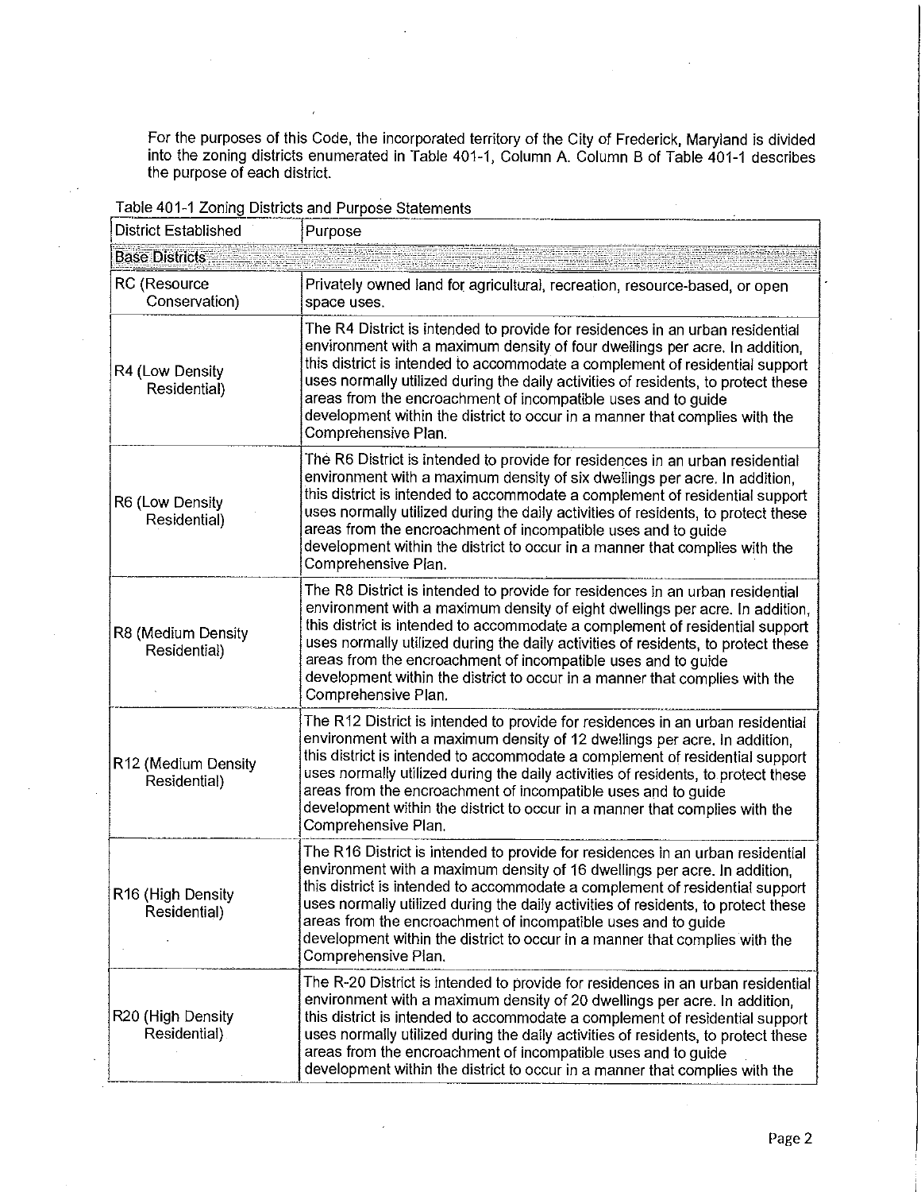For the purposes of this Code, the incorporated territory of the City of Frederick, Maryland is divided into the zoning districts enumerated in Table 401-1, Column A. Column B of Table 401-1 describes the purpose of each district.

Table 401-1 Zoning Districts and Purpose Statements

| District Established | Purpose |
|---|---|
| **Base Districts** | |
| RC (Resource Conservation) | Privately owned land for agricultural, recreation, resource-based, or open space uses. |
| R4 (Low Density Residential) | The R4 District is intended to provide for residences in an urban residential environment with a maximum density of four dwellings per acre. In addition, this district is intended to accommodate a complement of residential support uses normally utilized during the daily activities of residents, to protect these areas from the encroachment of incompatible uses and to guide development within the district to occur in a manner that complies with the Comprehensive Plan. |
| R6 (Low Density Residential) | The R6 District is intended to provide for residences in an urban residential environment with a maximum density of six dwellings per acre. In addition, this district is intended to accommodate a complement of residential support uses normally utilized during the daily activities of residents, to protect these areas from the encroachment of incompatible uses and to guide development within the district to occur in a manner that complies with the Comprehensive Plan. |
| R8 (Medium Density Residential) | The R8 District is intended to provide for residences in an urban residential environment with a maximum density of eight dwellings per acre. In addition, this district is intended to accommodate a complement of residential support uses normally utilized during the daily activities of residents, to protect these areas from the encroachment of incompatible uses and to guide development within the district to occur in a manner that complies with the Comprehensive Plan. |
| R12 (Medium Density Residential) | The R12 District is intended to provide for residences in an urban residential environment with a maximum density of 12 dwellings per acre. In addition, this district is intended to accommodate a complement of residential support uses normally utilized during the daily activities of residents, to protect these areas from the encroachment of incompatible uses and to guide development within the district to occur in a manner that complies with the Comprehensive Plan. |
| R16 (High Density Residential) | The R16 District is intended to provide for residences in an urban residential environment with a maximum density of 16 dwellings per acre. In addition, this district is intended to accommodate a complement of residential support uses normally utilized during the daily activities of residents, to protect these areas from the encroachment of incompatible uses and to guide development within the district to occur in a manner that complies with the Comprehensive Plan. |
| R20 (High Density Residential) | The R-20 District is intended to provide for residences in an urban residential environment with a maximum density of 20 dwellings per acre. In addition, this district is intended to accommodate a complement of residential support uses normally utilized during the daily activities of residents, to protect these areas from the encroachment of incompatible uses and to guide development within the district to occur in a manner that complies with the |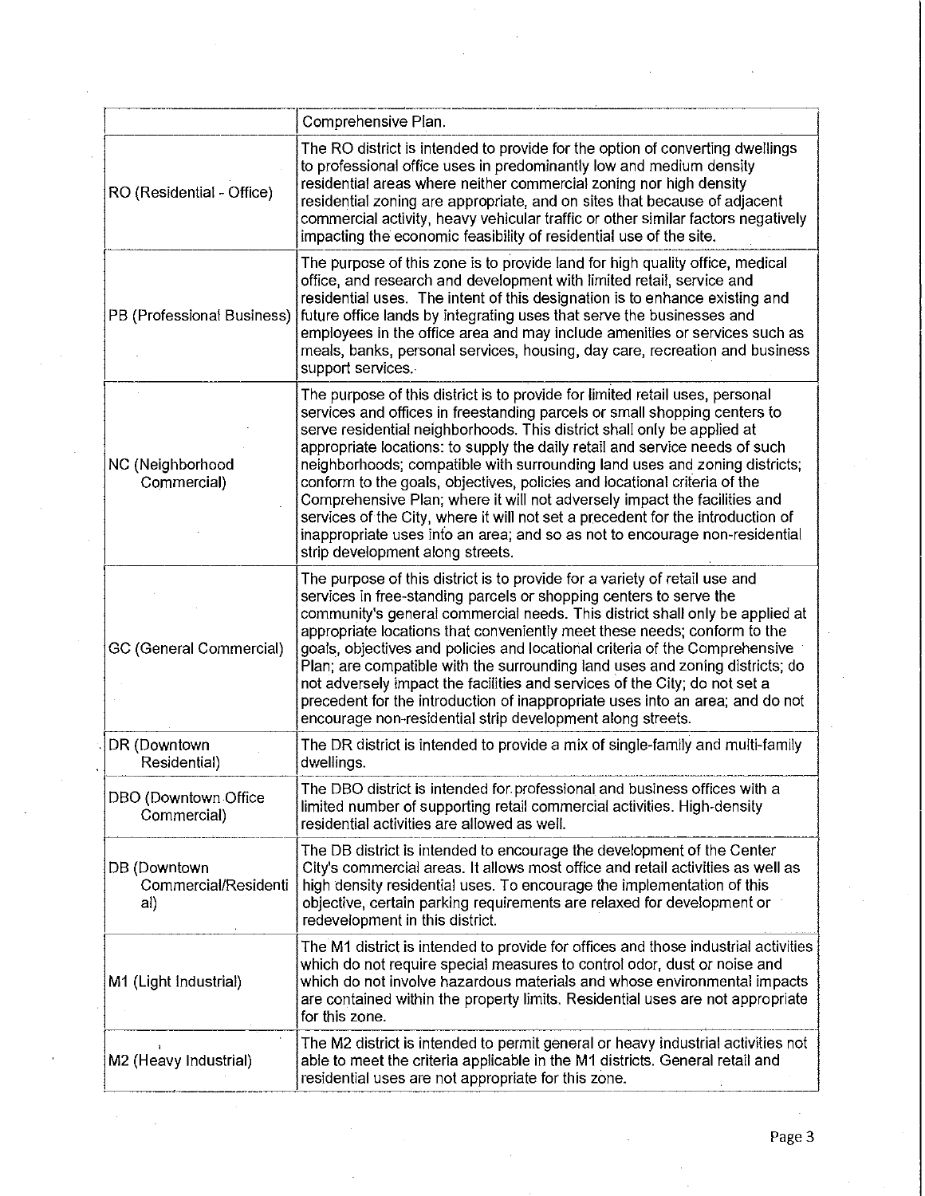| | |
|---|---|
| | Comprehensive Plan. |
| RO (Residential - Office) | The RO district is intended to provide for the option of converting dwellings to professional office uses in predominantly low and medium density residential areas where neither commercial zoning nor high density residential zoning are appropriate, and on sites that because of adjacent commercial activity, heavy vehicular traffic or other similar factors negatively impacting the economic feasibility of residential use of the site. |
| PB (Professional Business) | The purpose of this zone is to provide land for high quality office, medical office, and research and development with limited retail, service and residential uses. The intent of this designation is to enhance existing and future office lands by integrating uses that serve the businesses and employees in the office area and may include amenities or services such as meals, banks, personal services, housing, day care, recreation and business support services. |
| NC (Neighborhood Commercial) | The purpose of this district is to provide for limited retail uses, personal services and offices in freestanding parcels or small shopping centers to serve residential neighborhoods. This district shall only be applied at appropriate locations: to supply the daily retail and service needs of such neighborhoods; compatible with surrounding land uses and zoning districts; conform to the goals, objectives, policies and locational criteria of the Comprehensive Plan; where it will not adversely impact the facilities and services of the City, where it will not set a precedent for the introduction of inappropriate uses into an area; and so as not to encourage non-residential strip development along streets. |
| GC (General Commercial) | The purpose of this district is to provide for a variety of retail use and services in free-standing parcels or shopping centers to serve the community's general commercial needs. This district shall only be applied at appropriate locations that conveniently meet these needs; conform to the goals, objectives and policies and locational criteria of the Comprehensive Plan; are compatible with the surrounding land uses and zoning districts; do not adversely impact the facilities and services of the City; do not set a precedent for the introduction of inappropriate uses into an area; and do not encourage non-residential strip development along streets. |
| DR (Downtown Residential) | The DR district is intended to provide a mix of single-family and multi-family dwellings. |
| DBO (Downtown Office Commercial) | The DBO district is intended for professional and business offices with a limited number of supporting retail commercial activities. High-density residential activities are allowed as well. |
| DB (Downtown Commercial/Residential) | The DB district is intended to encourage the development of the Center City's commercial areas. It allows most office and retail activities as well as high density residential uses. To encourage the implementation of this objective, certain parking requirements are relaxed for development or redevelopment in this district. |
| M1 (Light Industrial) | The M1 district is intended to provide for offices and those industrial activities which do not require special measures to control odor, dust or noise and which do not involve hazardous materials and whose environmental impacts are contained within the property limits. Residential uses are not appropriate for this zone. |
| M2 (Heavy Industrial) | The M2 district is intended to permit general or heavy industrial activities not able to meet the criteria applicable in the M1 districts. General retail and residential uses are not appropriate for this zone. |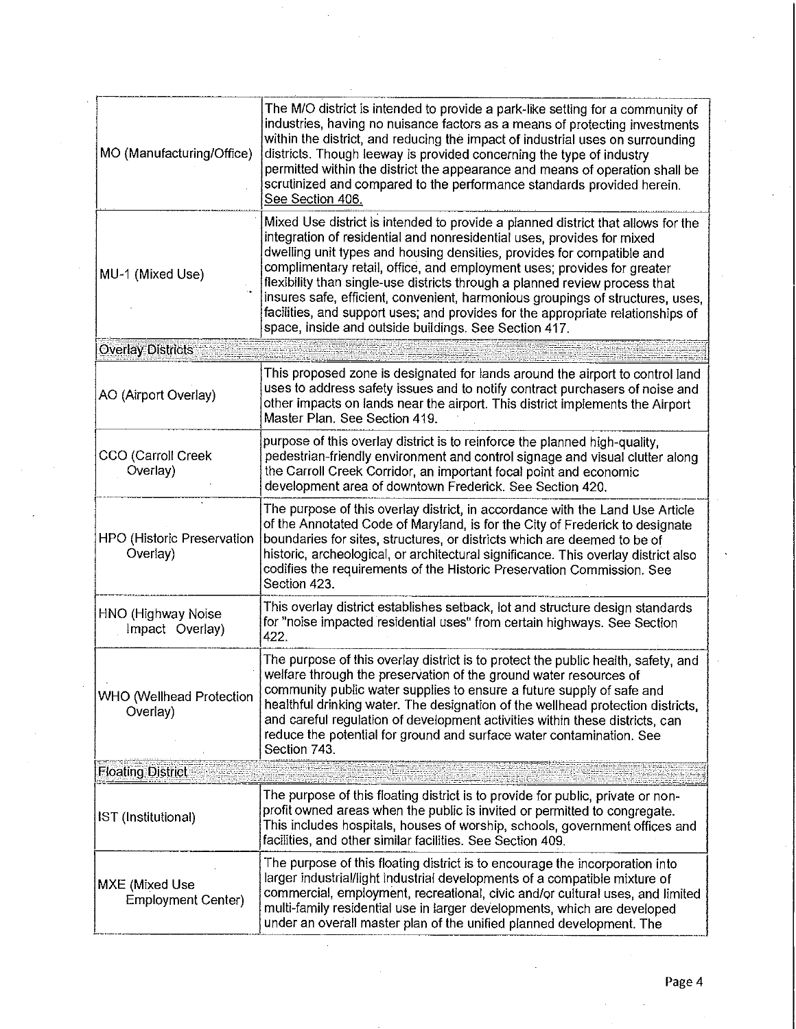| | |
|---|---|
| MO (Manufacturing/Office) | The M/O district is intended to provide a park-like setting for a community of industries, having no nuisance factors as a means of protecting investments within the district, and reducing the impact of industrial uses on surrounding districts. Though leeway is provided concerning the type of industry permitted within the district the appearance and means of operation shall be scrutinized and compared to the performance standards provided herein. See Section 406. |
| MU-1 (Mixed Use) | Mixed Use district is intended to provide a planned district that allows for the integration of residential and nonresidential uses, provides for mixed dwelling unit types and housing densities, provides for compatible and complimentary retail, office, and employment uses; provides for greater flexibility than single-use districts through a planned review process that insures safe, efficient, convenient, harmonious groupings of structures, uses, facilities, and support uses; and provides for the appropriate relationships of space, inside and outside buildings. See Section 417. |
| **Overlay Districts** | |
| AO (Airport Overlay) | This proposed zone is designated for lands around the airport to control land uses to address safety issues and to notify contract purchasers of noise and other impacts on lands near the airport. This district implements the Airport Master Plan. See Section 419. |
| CCO (Carroll Creek Overlay) | purpose of this overlay district is to reinforce the planned high-quality, pedestrian-friendly environment and control signage and visual clutter along the Carroll Creek Corridor, an important focal point and economic development area of downtown Frederick. See Section 420. |
| HPO (Historic Preservation Overlay) | The purpose of this overlay district, in accordance with the Land Use Article of the Annotated Code of Maryland, is for the City of Frederick to designate boundaries for sites, structures, or districts which are deemed to be of historic, archeological, or architectural significance. This overlay district also codifies the requirements of the Historic Preservation Commission. See Section 423. |
| HNO (Highway Noise Impact Overlay) | This overlay district establishes setback, lot and structure design standards for "noise impacted residential uses" from certain highways. See Section 422. |
| WHO (Wellhead Protection Overlay) | The purpose of this overlay district is to protect the public health, safety, and welfare through the preservation of the ground water resources of community public water supplies to ensure a future supply of safe and healthful drinking water. The designation of the wellhead protection districts, and careful regulation of development activities within these districts, can reduce the potential for ground and surface water contamination. See Section 743. |
| **Floating District** | |
| IST (Institutional) | The purpose of this floating district is to provide for public, private or non-profit owned areas when the public is invited or permitted to congregate. This includes hospitals, houses of worship, schools, government offices and facilities, and other similar facilities. See Section 409. |
| MXE (Mixed Use Employment Center) | The purpose of this floating district is to encourage the incorporation into larger industrial/light industrial developments of a compatible mixture of commercial, employment, recreational, civic and/or cultural uses, and limited multi-family residential use in larger developments, which are developed under an overall master plan of the unified planned development. The |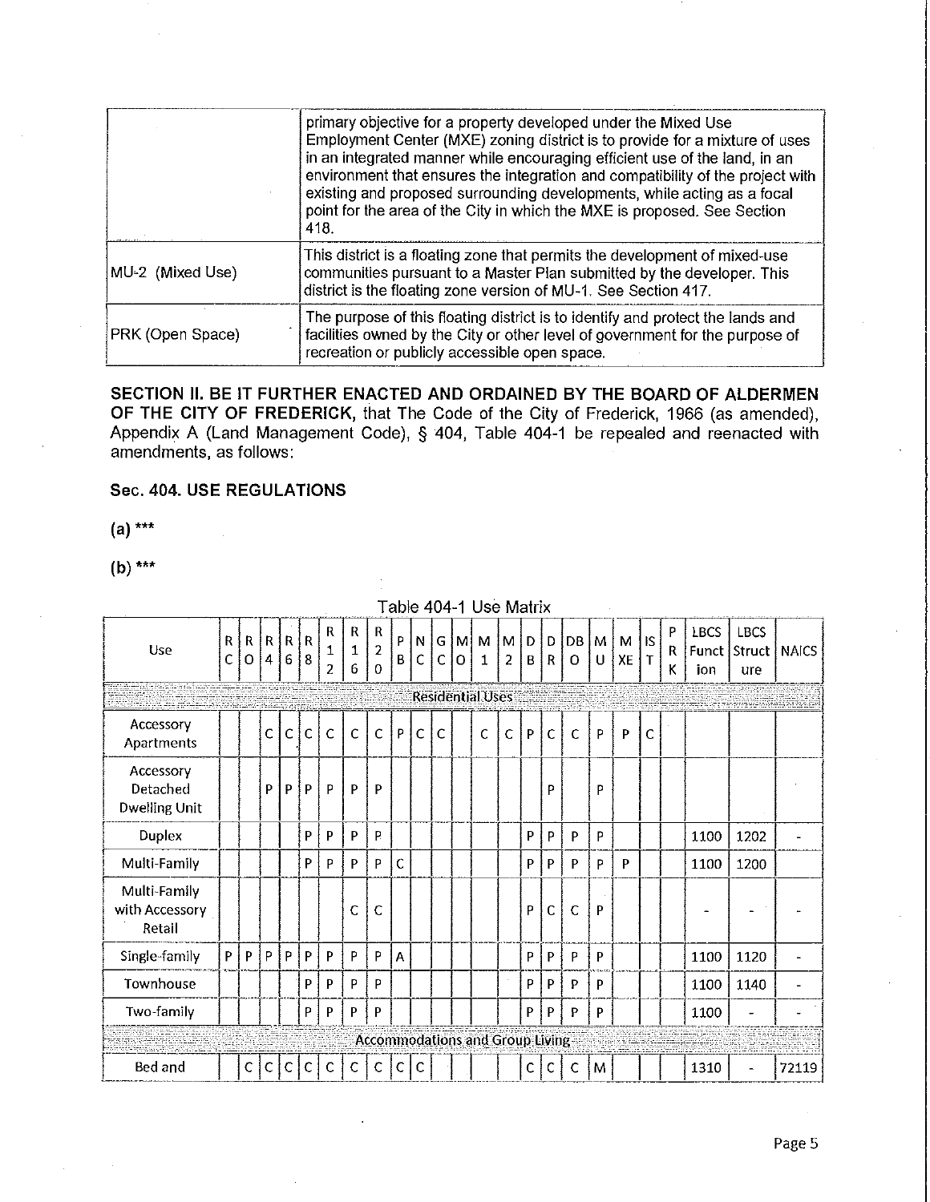| | |
|---|---|
| | primary objective for a property developed under the Mixed Use Employment Center (MXE) zoning district is to provide for a mixture of uses in an integrated manner while encouraging efficient use of the land, in an environment that ensures the integration and compatibility of the project with existing and proposed surrounding developments, while acting as a focal point for the area of the City in which the MXE is proposed. See Section 418. |
| MU-2 (Mixed Use) | This district is a floating zone that permits the development of mixed-use communities pursuant to a Master Plan submitted by the developer. This district is the floating zone version of MU-1. See Section 417. |
| PRK (Open Space) | The purpose of this floating district is to identify and protect the lands and facilities owned by the City or other level of government for the purpose of recreation or publicly accessible open space. |

**SECTION II. BE IT FURTHER ENACTED AND ORDAINED BY THE BOARD OF ALDERMEN OF THE CITY OF FREDERICK,** that The Code of the City of Frederick, 1966 (as amended), Appendix A (Land Management Code), § 404, Table 404-1 be repealed and reenacted with amendments, as follows:

**Sec. 404. USE REGULATIONS**

**(a) \*\*\***

**(b) \*\*\***

Table 404-1 Use Matrix

| Use | RC | RO | R4 | R6 | R8 | R12 | R16 | R20 | PB | NC | GC | MO | M1 | M2 | DB | DR | DBO | MU | MXE | IST | PRK | LBCS Function | LBCS Structure | NAICS |
|---|---|---|---|---|---|---|---|---|---|---|---|---|---|---|---|---|---|---|---|---|---|---|---|---|
| **Residential Uses** | | | | | | | | | | | | | | | | | | | | | | | | |
| Accessory Apartments | | | C | C | C | C | C | C | P | C | C | | C | C | P | C | C | P | P | C | | | | |
| Accessory Detached Dwelling Unit | | | P | P | P | P | P | P | | | | | | | | P | | P | | | | | | |
| Duplex | | | | | P | P | P | P | | | | | | | P | P | P | P | | | | 1100 | 1202 | - |
| Multi-Family | | | | | P | P | P | P | C | | | | | | P | P | P | P | P | | | 1100 | 1200 | |
| Multi-Family with Accessory Retail | | | | | | | C | C | | | | | | | P | C | C | P | | | | - | - | - |
| Single-family | P | P | P | P | P | P | P | P | A | | | | | | P | P | P | P | | | | 1100 | 1120 | - |
| Townhouse | | | | | P | P | P | P | | | | | | | P | P | P | P | | | | 1100 | 1140 | - |
| Two-family | | | | | P | P | P | P | | | | | | | P | P | P | P | | | | 1100 | - | - |
| **Accommodations and Group Living** | | | | | | | | | | | | | | | | | | | | | | | | |
| Bed and | | C | C | C | C | C | C | C | C | C | | | | | C | C | C | M | | | | 1310 | - | 72119 |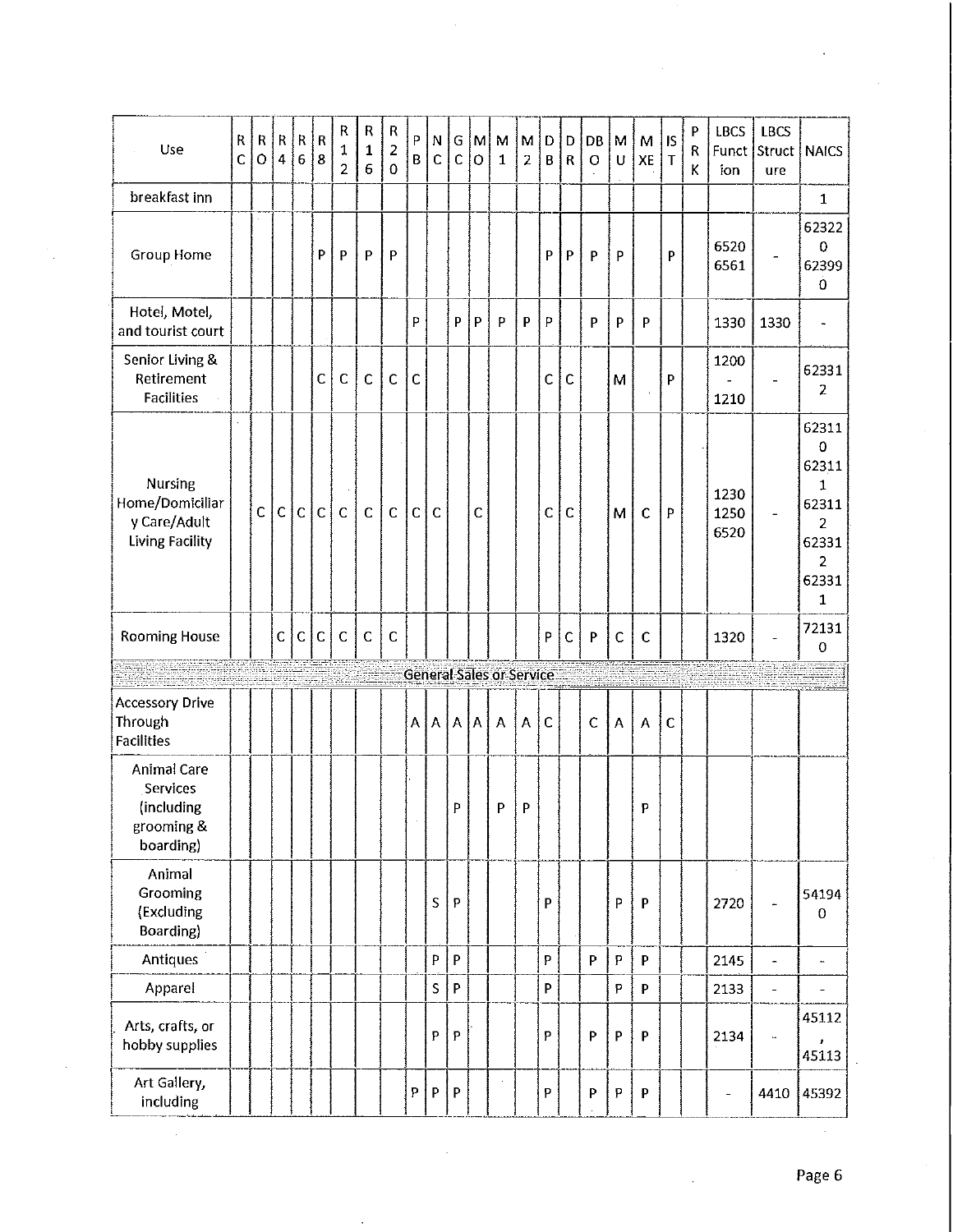| Use | RC | RO | R4 | R6 | R8 | R12 | R16 | R20 | PB | NC | GC | MO | M1 | M2 | DB | DR | DBO | MU | MXE | IST | PRK | LBCS Function | LBCS Structure | NAICS |
|---|---|---|---|---|---|---|---|---|---|---|---|---|---|---|---|---|---|---|---|---|---|---|---|---|
| breakfast inn | | | | | | | | | | | | | | | | | | | | | | | | 1 |
| Group Home | | | | | P | P | P | P | | | | | | | P | P | P | P | | P | | 6520 6561 | - | 623220 623990 |
| Hotel, Motel, and tourist court | | | | | | | | | P | | P | P | P | P | P | | P | P | P | | | 1330 | 1330 | - |
| Senior Living & Retirement Facilities | | | | | C | C | C | C | C | | | | | | C | C | | M | | P | | 1200 - 1210 | - | 623312 |
| Nursing Home/Domiciliary Care/Adult Living Facility | | C | C | C | C | C | C | C | C | C | | C | | | C | C | | M | C | P | | 1230 1250 6520 | - | 623110 623111 623112 623312 623311 |
| Rooming House | | | C | C | C | C | C | C | | | | | | | P | C | P | C | C | | | 1320 | - | 721310 |
| **General Sales or Service** | | | | | | | | | | | | | | | | | | | | | | | | |
| Accessory Drive Through Facilities | | | | | | | | | A | A | A | A | A | A | C | | C | A | A | C | | | | |
| Animal Care Services (including grooming & boarding) | | | | | | | | | | | P | | P | P | | | | | P | | | | | |
| Animal Grooming (Excluding Boarding) | | | | | | | | | | S | P | | | | P | | | P | P | | | 2720 | - | 541940 |
| Antiques | | | | | | | | | | P | P | | | | P | | P | P | P | | | 2145 | - | - |
| Apparel | | | | | | | | | | S | P | | | | P | | | P | P | | | 2133 | - | - |
| Arts, crafts, or hobby supplies | | | | | | | | | | P | P | | | | P | | P | P | P | | | 2134 | - | 45112, 45113 |
| Art Gallery, including | | | | | | | | | P | P | P | | | | P | | P | P | P | | | - | 4410 | 45392 |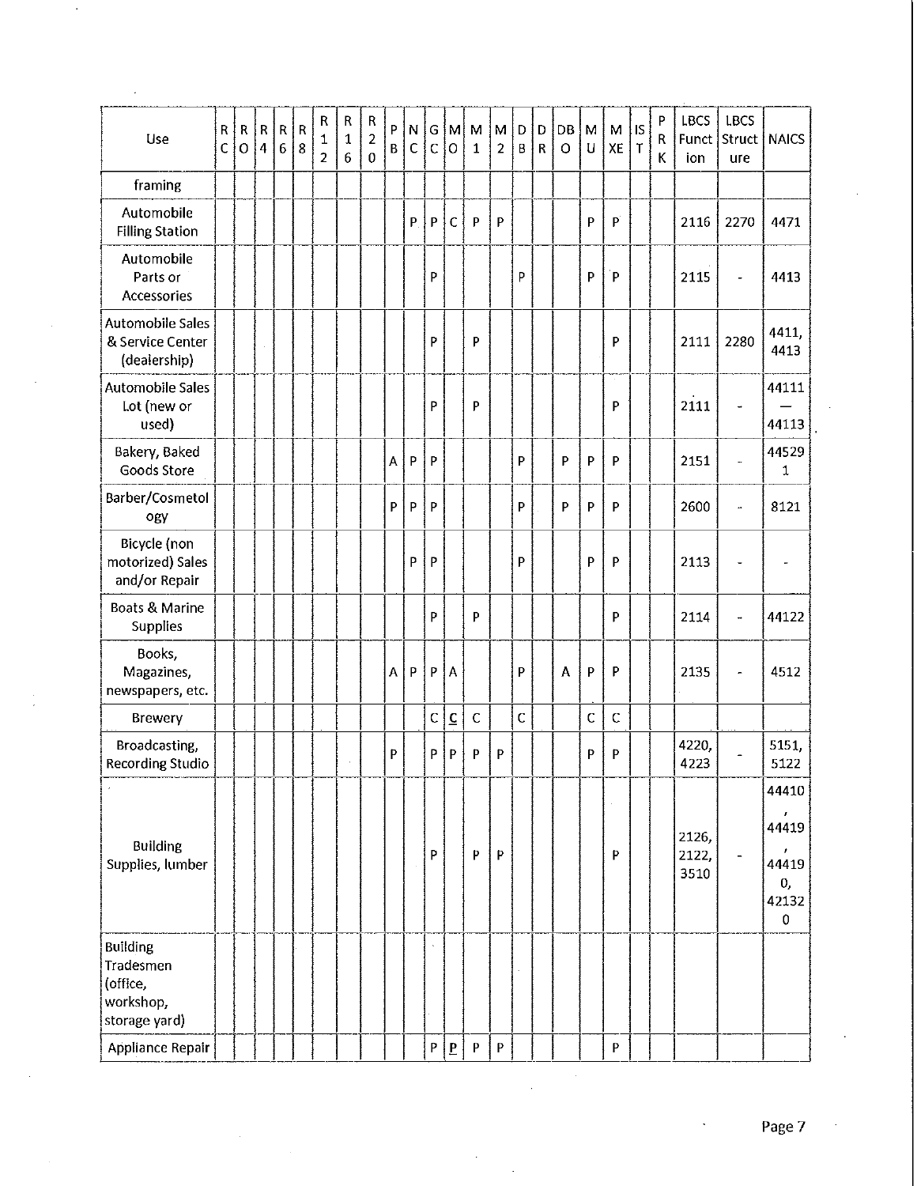| Use | RC | RO | R4 | R6 | R8 | R12 | R16 | R20 | PB | NC | GC | MO | M1 | M2 | DB | DR | DBO | MU | MXE | IST | PRK | LBCS Function | LBCS Structure | NAICS |
|---|---|---|---|---|---|---|---|---|---|---|---|---|---|---|---|---|---|---|---|---|---|---|---|---|
| framing | | | | | | | | | | | | | | | | | | | | | | | | |
| Automobile Filling Station | | | | | | | | | | P | P | C | P | P | | | | P | P | | | 2116 | 2270 | 4471 |
| Automobile Parts or Accessories | | | | | | | | | | | P | | | | P | | | P | P | | | 2115 | - | 4413 |
| Automobile Sales & Service Center (dealership) | | | | | | | | | | | P | | P | | | | | | P | | | 2111 | 2280 | 4411, 4413 |
| Automobile Sales Lot (new or used) | | | | | | | | | | | P | | P | | | | | | P | | | 2111 | - | 44111 — 44113 |
| Bakery, Baked Goods Store | | | | | | | | | A | P | P | | | | P | | P | P | P | | | 2151 | - | 445291 |
| Barber/Cosmetology | | | | | | | | | P | P | P | | | | P | | P | P | P | | | 2600 | - | 8121 |
| Bicycle (non motorized) Sales and/or Repair | | | | | | | | | | P | P | | | | P | | | P | P | | | 2113 | - | - |
| Boats & Marine Supplies | | | | | | | | | | | P | | P | | | | | | P | | | 2114 | - | 44122 |
| Books, Magazines, newspapers, etc. | | | | | | | | | A | P | P | A | | | P | | A | P | P | | | 2135 | - | 4512 |
| Brewery | | | | | | | | | | | C | C | C | | C | | | C | C | | | | | |
| Broadcasting, Recording Studio | | | | | | | | | P | | P | P | P | P | | | | P | P | | | 4220, 4223 | - | 5151, 5122 |
| Building Supplies, lumber | | | | | | | | | | | P | | P | P | | | | | P | | | 2126, 2122, 3510 | - | 44410, 44419, 444190, 421320 |
| Building Tradesmen (office, workshop, storage yard) | | | | | | | | | | | | | | | | | | | | | | | | |
| Appliance Repair | | | | | | | | | | | P | P | P | P | | | | | P | | | | | |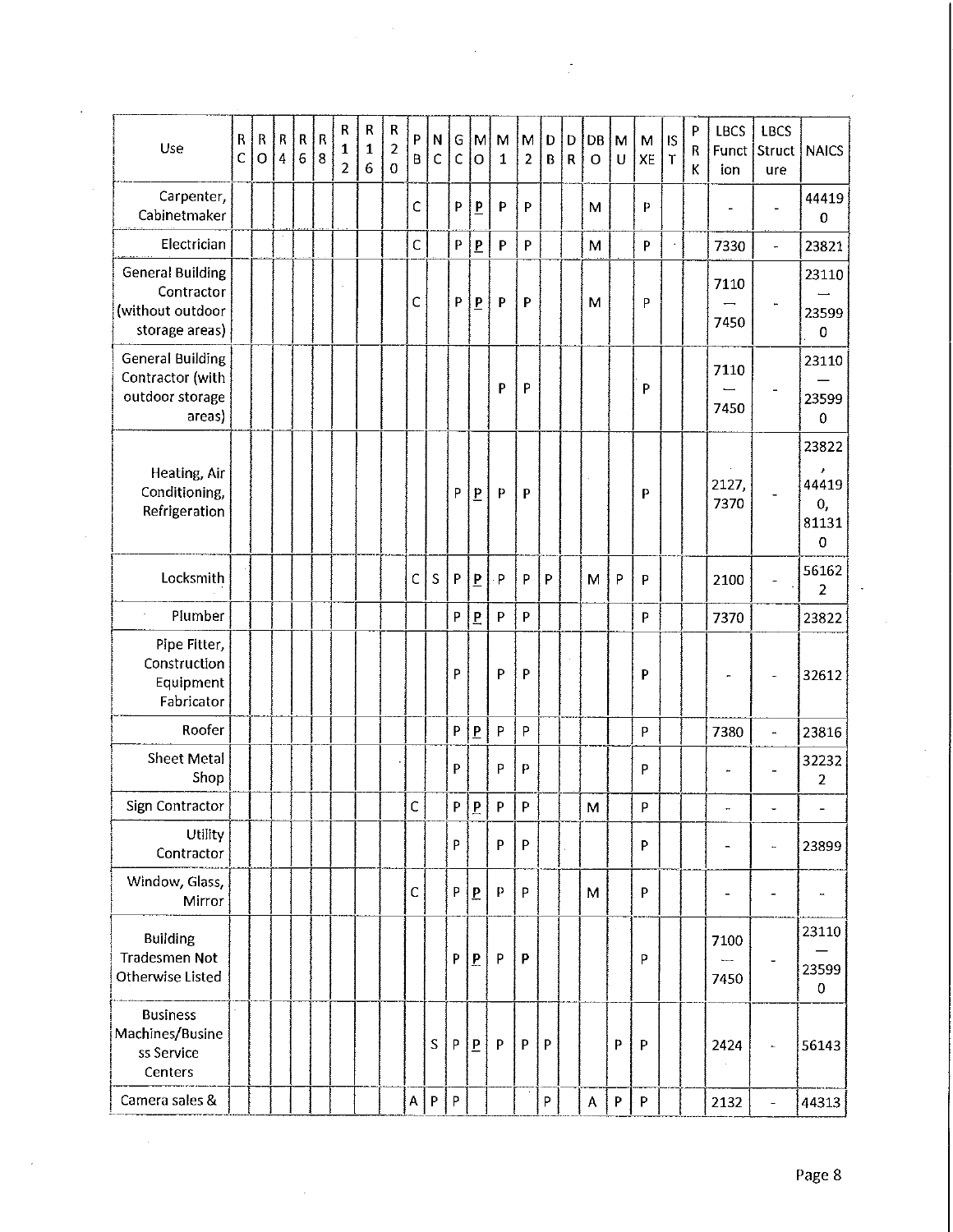| Use | RC | RO | R4 | R6 | R8 | R12 | R16 | R20 | PB | NC | GC | MO | M1 | M2 | DB | DR | DBO | MU | MXE | IST | PRK | LBCS Function | LBCS Structure | NAICS |
|---|---|---|---|---|---|---|---|---|---|---|---|---|---|---|---|---|---|---|---|---|---|---|---|---|
| Carpenter, Cabinetmaker | | | | | | | | | C | | P | P | P | P | | | M | | P | | | - | - | 444190 |
| Electrician | | | | | | | | | C | | P | P | P | P | | | M | | P | | | 7330 | - | 23821 |
| General Building Contractor (without outdoor storage areas) | | | | | | | | | C | | P | P | P | P | | | M | | P | | | 7110 — 7450 | - | 23110 — 235990 |
| General Building Contractor (with outdoor storage areas) | | | | | | | | | | | | | P | P | | | | | P | | | 7110 — 7450 | - | 23110 — 235990 |
| Heating, Air Conditioning, Refrigeration | | | | | | | | | | | P | P | P | P | | | | | P | | | 2127, 7370 | - | 23822, 444190, 811310 |
| Locksmith | | | | | | | | | C | S | P | P | P | P | P | | M | P | P | | | 2100 | - | 561622 |
| Plumber | | | | | | | | | | | P | P | P | P | | | | | P | | | 7370 | | 23822 |
| Pipe Fitter, Construction Equipment Fabricator | | | | | | | | | | | P | | P | P | | | | | P | | | - | - | 32612 |
| Roofer | | | | | | | | | | | P | P | P | P | | | | | P | | | 7380 | - | 23816 |
| Sheet Metal Shop | | | | | | | | | | | P | | P | P | | | | | P | | | - | - | 322322 |
| Sign Contractor | | | | | | | | | C | | P | P | P | P | | | M | | P | | | - | - | - |
| Utility Contractor | | | | | | | | | | | P | | P | P | | | | | P | | | - | - | 23899 |
| Window, Glass, Mirror | | | | | | | | | C | | P | P | P | P | | | M | | P | | | - | - | - |
| Building Tradesmen Not Otherwise Listed | | | | | | | | | | | P | P | P | P | | | | | P | | | 7100 — 7450 | - | 23110 — 235990 |
| Business Machines/Business Service Centers | | | | | | | | | | S | P | P | P | P | P | | | P | P | | | 2424 | - | 56143 |
| Camera sales & | | | | | | | | | A | P | P | | | | P | | A | P | P | | | 2132 | - | 44313 |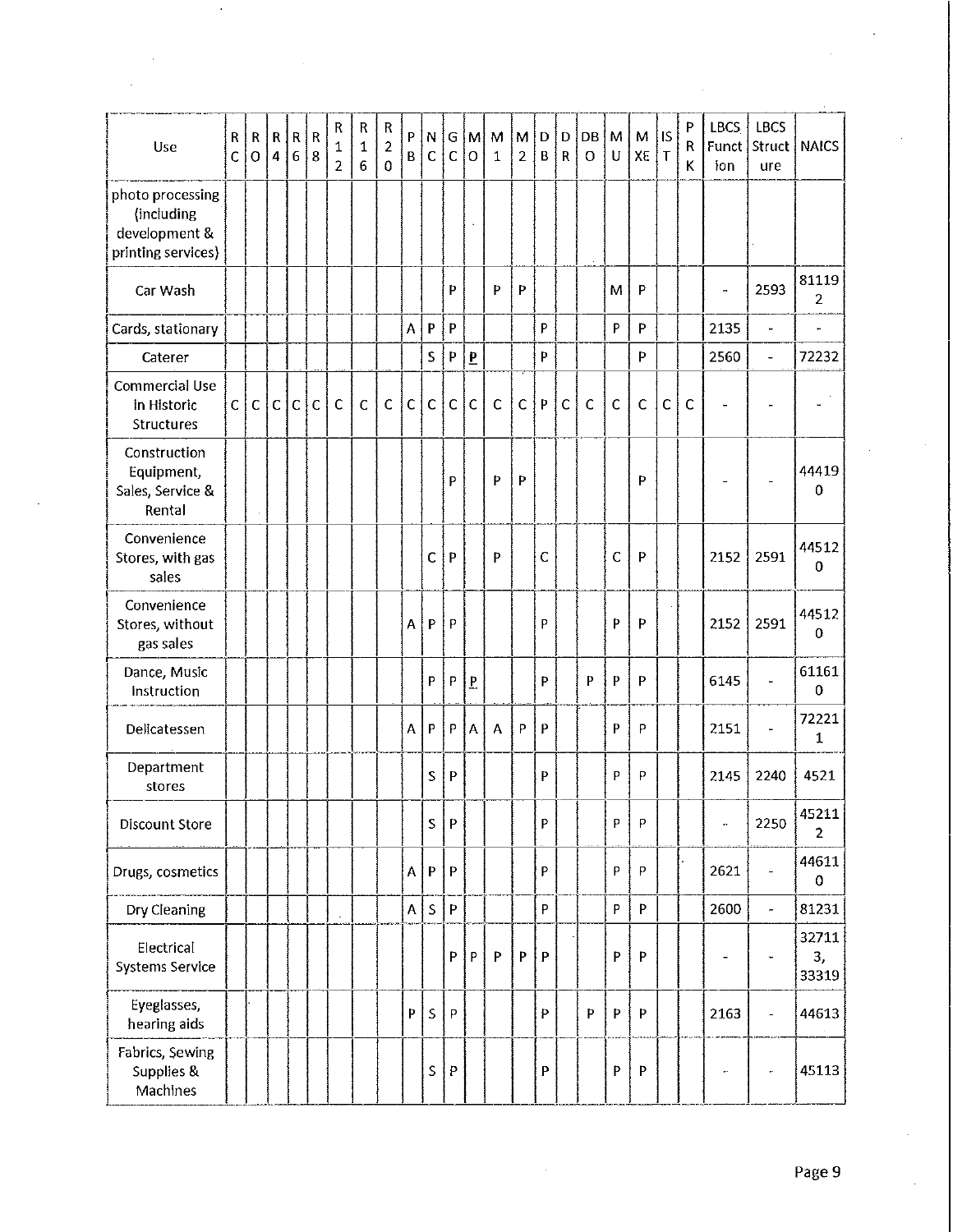| Use | RC | RO | R4 | R6 | R8 | R12 | R16 | R20 | PB | NC | GC | MO | M1 | M2 | DB | DR | DBO | MU | MXE | IST | PRK | LBCS Function | LBCS Structure | NAICS |
|---|---|---|---|---|---|---|---|---|---|---|---|---|---|---|---|---|---|---|---|---|---|---|---|---|
| photo processing (including development & printing services) | | | | | | | | | | | | | | | | | | | | | | | | |
| Car Wash | | | | | | | | | | | P | | P | P | | | | M | P | | | - | 2593 | 811192 |
| Cards, stationary | | | | | | | | | A | P | P | | | | P | | | P | P | | | 2135 | - | - |
| Caterer | | | | | | | | | | S | P | <u>P</u> | | | P | | | | P | | | 2560 | - | 72232 |
| Commercial Use in Historic Structures | C | C | C | C | C | C | C | C | C | C | C | C | C | C | P | C | C | C | C | C | C | - | - | - |
| Construction Equipment, Sales, Service & Rental | | | | | | | | | | | P | | P | P | | | | | P | | | - | - | 444190 |
| Convenience Stores, with gas sales | | | | | | | | | | C | P | | P | | C | | | C | P | | | 2152 | 2591 | 445120 |
| Convenience Stores, without gas sales | | | | | | | | | A | P | P | | | | P | | | P | P | | | 2152 | 2591 | 445120 |
| Dance, Music Instruction | | | | | | | | | | P | P | <u>P</u> | | | P | | P | P | P | | | 6145 | - | 611610 |
| Delicatessen | | | | | | | | | A | P | P | A | A | P | P | | | P | P | | | 2151 | - | 722211 |
| Department stores | | | | | | | | | | S | P | | | | P | | | P | P | | | 2145 | 2240 | 4521 |
| Discount Store | | | | | | | | | | S | P | | | | P | | | P | P | | | - | 2250 | 452112 |
| Drugs, cosmetics | | | | | | | | | A | P | P | | | | P | | | P | P | | | 2621 | - | 446110 |
| Dry Cleaning | | | | | | | | | A | S | P | | | | P | | | P | P | | | 2600 | - | 81231 |
| Electrical Systems Service | | | | | | | | | | | P | P | P | P | P | | | P | P | | | - | - | 327113, 33319 |
| Eyeglasses, hearing aids | | | | | | | | | P | S | P | | | | P | | P | P | P | | | 2163 | - | 44613 |
| Fabrics, Sewing Supplies & Machines | | | | | | | | | | S | P | | | | P | | | P | P | | | - | - | 45113 |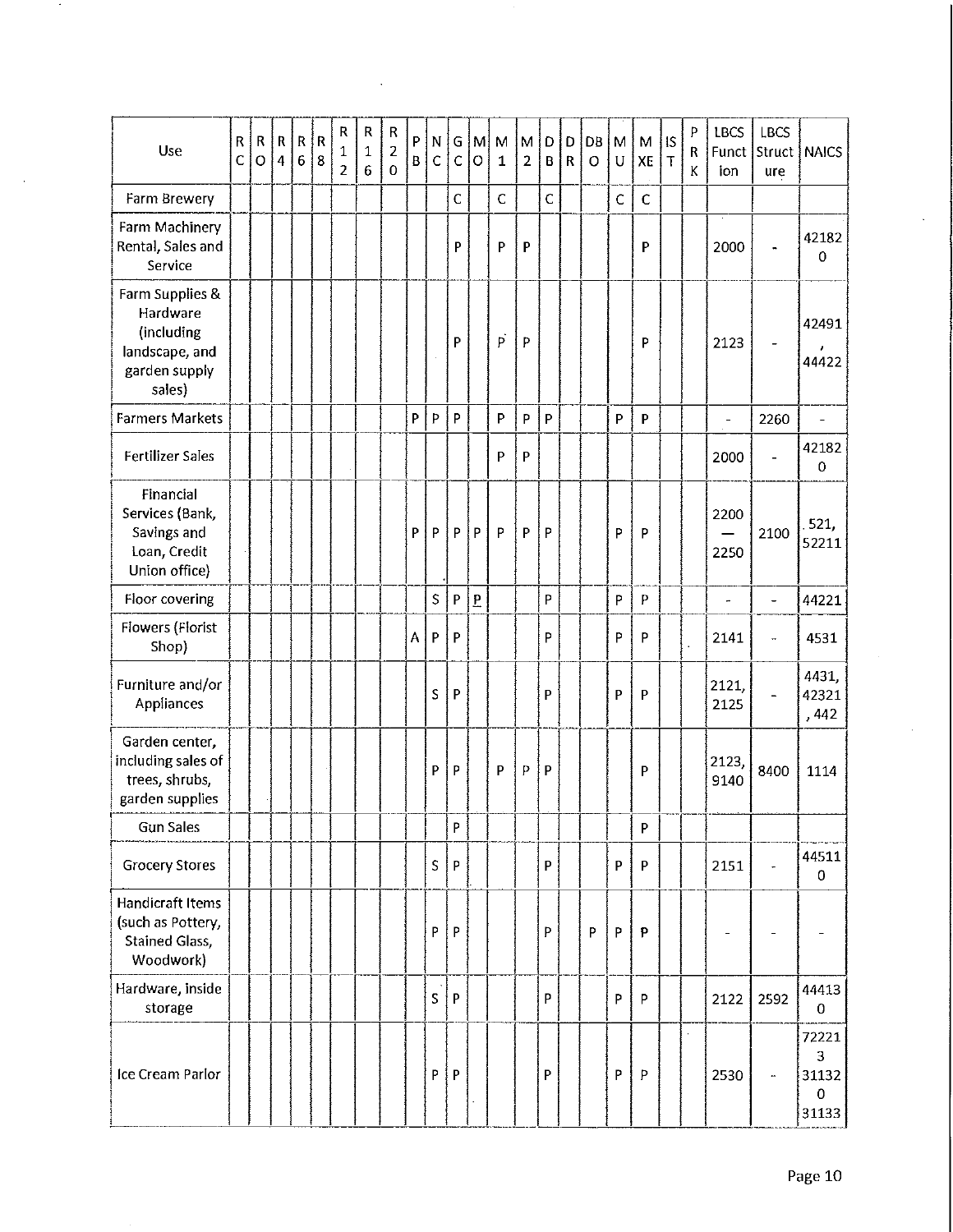| Use | RC | RO | R4 | R6 | R8 | R12 | R16 | R20 | PB | NC | GC | MO | M1 | M2 | DB | DR | DBO | MU | MXE | IST | PRK | LBCS Function | LBCS Structure | NAICS |
|---|---|---|---|---|---|---|---|---|---|---|---|---|---|---|---|---|---|---|---|---|---|---|---|---|
| Farm Brewery | | | | | | | | | | | C | | C | | C | | | C | C | | | | | |
| Farm Machinery Rental, Sales and Service | | | | | | | | | | | P | | P | P | | | | | P | | | 2000 | - | 421820 |
| Farm Supplies & Hardware (including landscape, and garden supply sales) | | | | | | | | | | | P | | P | P | | | | | P | | | 2123 | - | 42491, 44422 |
| Farmers Markets | | | | | | | | | P | P | P | | P | P | P | | | P | P | | | - | 2260 | - |
| Fertilizer Sales | | | | | | | | | | | | | P | P | | | | | | | | 2000 | - | 421820 |
| Financial Services (Bank, Savings and Loan, Credit Union office) | | | | | | | | | P | P | P | P | P | P | P | | | P | P | | | 2200 — 2250 | 2100 | 521, 52211 |
| Floor covering | | | | | | | | | | S | P | P | | | P | | | P | P | | | - | - | 44221 |
| Flowers (Florist Shop) | | | | | | | | | A | P | P | | | | P | | | P | P | | | 2141 | - | 4531 |
| Furniture and/or Appliances | | | | | | | | | | S | P | | | | P | | | P | P | | | 2121, 2125 | - | 4431, 42321, 442 |
| Garden center, including sales of trees, shrubs, garden supplies | | | | | | | | | | P | P | | P | P | P | | | | P | | | 2123, 9140 | 8400 | 1114 |
| Gun Sales | | | | | | | | | | | P | | | | | | | | P | | | | | |
| Grocery Stores | | | | | | | | | | S | P | | | | P | | | P | P | | | 2151 | - | 445110 |
| Handicraft Items (such as Pottery, Stained Glass, Woodwork) | | | | | | | | | | P | P | | | | P | | P | P | P | | | - | - | - |
| Hardware, inside storage | | | | | | | | | | S | P | | | | P | | | P | P | | | 2122 | 2592 | 444130 |
| Ice Cream Parlor | | | | | | | | | | P | P | | | | P | | | P | P | | | 2530 | - | 722213 311320 31133 |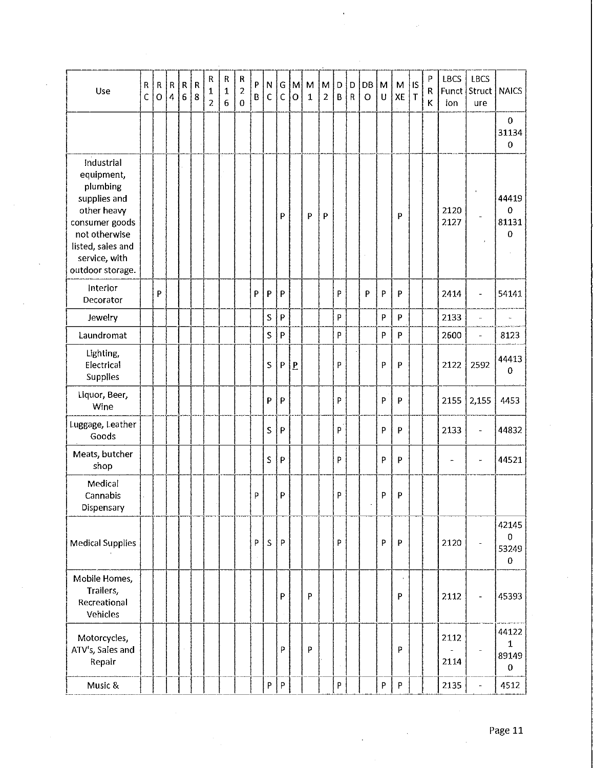| Use | RC | RO | R4 | R6 | R8 | R12 | R16 | R20 | PB | NC | GC | MO | M1 | M2 | DB | DR | DBO | MU | MXE | IST | PRK | LBCS Function | LBCS Structure | NAICS |
|---|---|---|---|---|---|---|---|---|---|---|---|---|---|---|---|---|---|---|---|---|---|---|---|---|
| | | | | | | | | | | | | | | | | | | | | | | | | 0 311340 |
| Industrial equipment, plumbing supplies and other heavy consumer goods not otherwise listed, sales and service, with outdoor storage. | | | | | | | | | | | P | | P | P | | | | | P | | | 2120 2127 | - | 444190 811310 |
| Interior Decorator | | P | | | | | | | P | P | P | | | | P | | P | P | P | | | 2414 | - | 54141 |
| Jewelry | | | | | | | | | | S | P | | | | P | | | P | P | | | 2133 | - | - |
| Laundromat | | | | | | | | | | S | P | | | | P | | | P | P | | | 2600 | - | 8123 |
| Lighting, Electrical Supplies | | | | | | | | | | S | P | P | | | P | | | P | P | | | 2122 | 2592 | 444130 |
| Liquor, Beer, Wine | | | | | | | | | | P | P | | | | P | | | P | P | | | 2155 | 2,155 | 4453 |
| Luggage, Leather Goods | | | | | | | | | | S | P | | | | P | | | P | P | | | 2133 | - | 44832 |
| Meats, butcher shop | | | | | | | | | | S | P | | | | P | | | P | P | | | - | - | 44521 |
| Medical Cannabis Dispensary | | | | | | | | | P | | P | | | | P | | | P | P | | | | | |
| Medical Supplies | | | | | | | | | P | S | P | | | | P | | | P | P | | | 2120 | - | 421450 532490 |
| Mobile Homes, Trailers, Recreational Vehicles | | | | | | | | | | | P | | P | | | | | | P | | | 2112 | - | 45393 |
| Motorcycles, ATV's, Sales and Repair | | | | | | | | | | | P | | P | | | | | | P | | | 2112 - 2114 | - | 441221 891490 |
| Music & | | | | | | | | | | P | P | | | | P | | | P | P | | | 2135 | - | 4512 |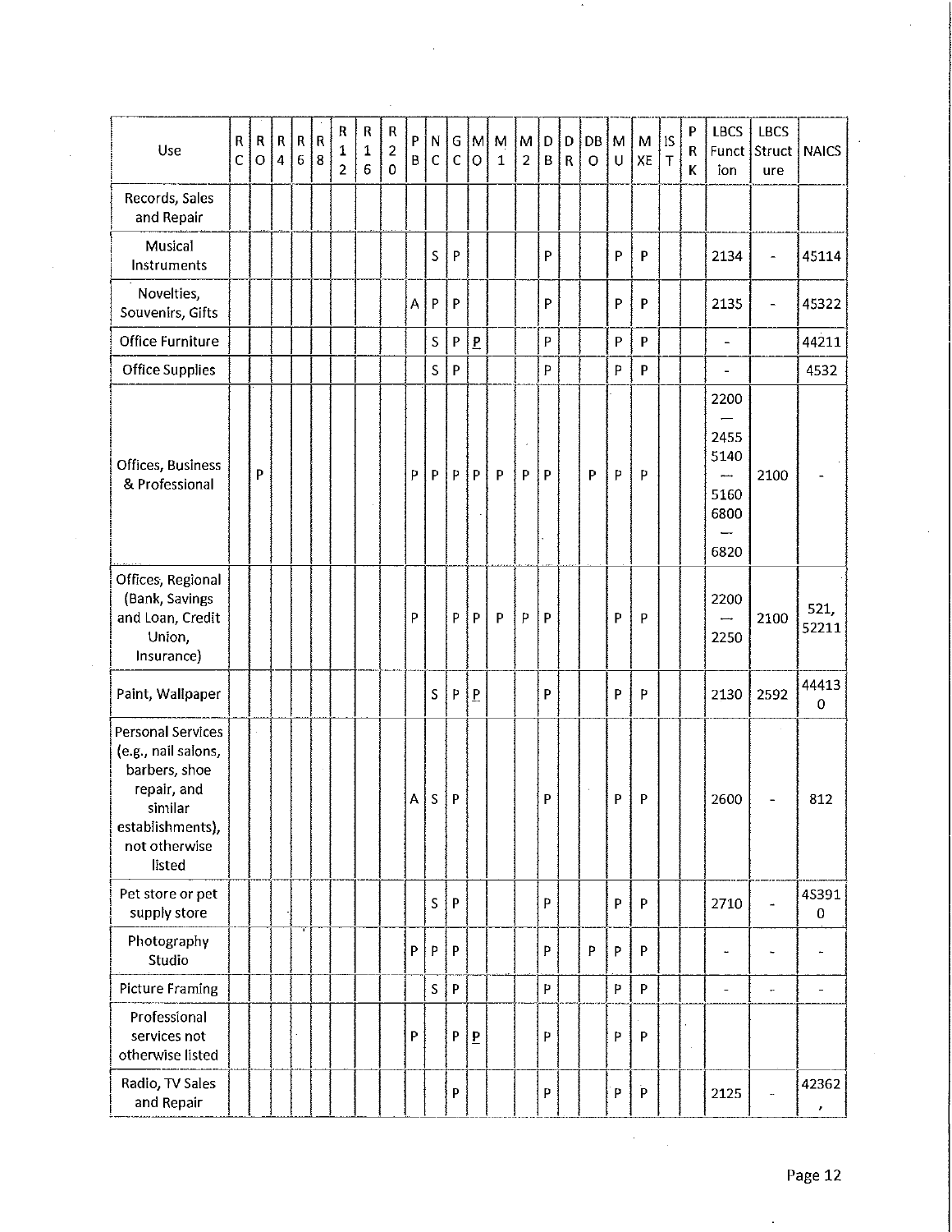| Use | RC | RO | R4 | R6 | R8 | R12 | R16 | R20 | PB | NC | GC | MO | M1 | M2 | DB | DR | DBO | MU | MXE | IST | PRK | LBCS Function | LBCS Structure | NAICS |
|---|---|---|---|---|---|---|---|---|---|---|---|---|---|---|---|---|---|---|---|---|---|---|---|---|
| Records, Sales and Repair | | | | | | | | | | | | | | | | | | | | | | | | |
| Musical Instruments | | | | | | | | | | S | P | | | | P | | | P | P | | | 2134 | - | 45114 |
| Novelties, Souvenirs, Gifts | | | | | | | | | A | P | P | | | | P | | | P | P | | | 2135 | - | 45322 |
| Office Furniture | | | | | | | | | | S | P | <u>P</u> | | | P | | | P | P | | | - | | 44211 |
| Office Supplies | | | | | | | | | | S | P | | | | P | | | P | P | | | - | | 4532 |
| Offices, Business & Professional | | P | | | | | | | P | P | P | P | P | P | P | | P | P | P | | | 2200 — 2455 5140 — 5160 6800 — 6820 | 2100 | - |
| Offices, Regional (Bank, Savings and Loan, Credit Union, Insurance) | | | | | | | | | P | | P | P | P | P | P | | | P | P | | | 2200 — 2250 | 2100 | 521, 52211 |
| Paint, Wallpaper | | | | | | | | | | S | P | <u>P</u> | | | P | | | P | P | | | 2130 | 2592 | 444130 |
| Personal Services (e.g., nail salons, barbers, shoe repair, and similar establishments), not otherwise listed | | | | | | | | | A | S | P | | | | P | | | P | P | | | 2600 | - | 812 |
| Pet store or pet supply store | | | | | | | | | | S | P | | | | P | | | P | P | | | 2710 | - | 453910 |
| Photography Studio | | | | | | | | | P | P | P | | | | P | | P | P | P | | | - | - | - |
| Picture Framing | | | | | | | | | | S | P | | | | P | | | P | P | | | - | - | - |
| Professional services not otherwise listed | | | | | | | | | P | | P | <u>P</u> | | | P | | | P | P | | | | | |
| Radio, TV Sales and Repair | | | | | | | | | | | P | | | | P | | | P | P | | | 2125 | - | 42362, |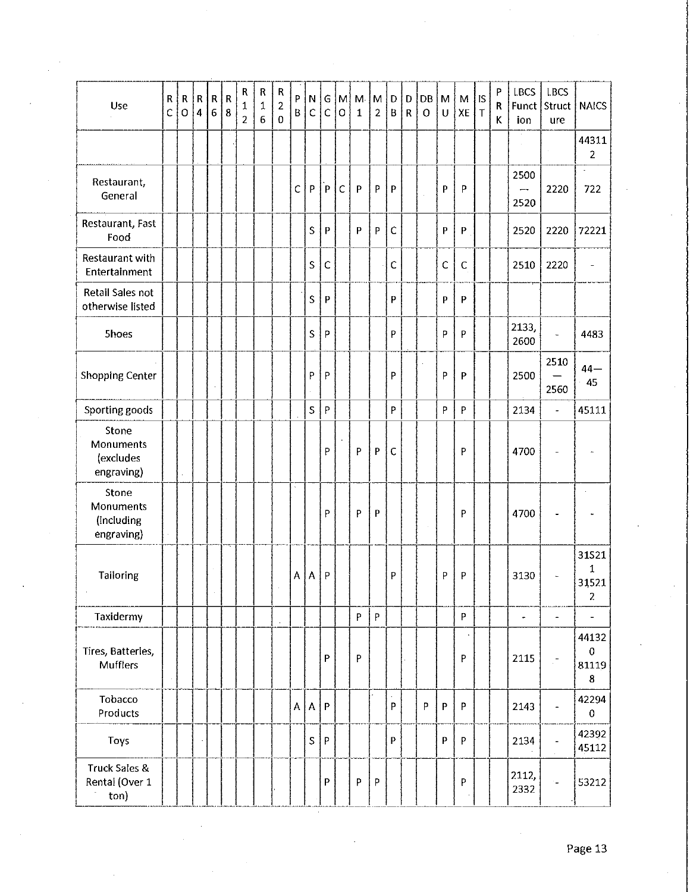| Use | RC | RO | R4 | R6 | R8 | R12 | R16 | R20 | PB | NC | GC | MO | M1 | M2 | DB | DR | DBO | MU | MXE | IST | PRK | LBCS Function | LBCS Structure | NAICS |
|---|---|---|---|---|---|---|---|---|---|---|---|---|---|---|---|---|---|---|---|---|---|---|---|---|
| | | | | | | | | | | | | | | | | | | | | | | | | 443112 |
| Restaurant, General | | | | | | | | | C | P | P | C | P | P | P | | | P | P | | | 2500 — 2520 | 2220 | 722 |
| Restaurant, Fast Food | | | | | | | | | | S | P | | P | P | C | | | P | P | | | 2520 | 2220 | 72221 |
| Restaurant with Entertainment | | | | | | | | | | S | C | | | | C | | | C | C | | | 2510 | 2220 | - |
| Retail Sales not otherwise listed | | | | | | | | | | S | P | | | | P | | | P | P | | | | | |
| Shoes | | | | | | | | | | S | P | | | | P | | | P | P | | | 2133, 2600 | - | 4483 |
| Shopping Center | | | | | | | | | | P | P | | | | P | | | P | P | | | 2500 | 2510 — 2560 | 44—45 |
| Sporting goods | | | | | | | | | | S | P | | | | P | | | P | P | | | 2134 | - | 45111 |
| Stone Monuments (excludes engraving) | | | | | | | | | | | P | | P | P | C | | | | P | | | 4700 | - | - |
| Stone Monuments (including engraving) | | | | | | | | | | | P | | P | P | | | | | P | | | 4700 | - | - |
| Tailoring | | | | | | | | | A | A | P | | | | P | | | P | P | | | 3130 | - | 315211 315212 |
| Taxidermy | | | | | | | | | | | | | P | P | | | | | P | | | - | - | - |
| Tires, Batteries, Mufflers | | | | | | | | | | | P | | P | | | | | | P | | | 2115 | - | 441320 811198 |
| Tobacco Products | | | | | | | | | A | A | P | | | | P | | P | P | P | | | 2143 | - | 422940 |
| Toys | | | | | | | | | | S | P | | | | P | | | P | P | | | 2134 | - | 42392 45112 |
| Truck Sales & Rental (Over 1 ton) | | | | | | | | | | | P | | P | P | | | | | P | | | 2112, 2332 | - | 53212 |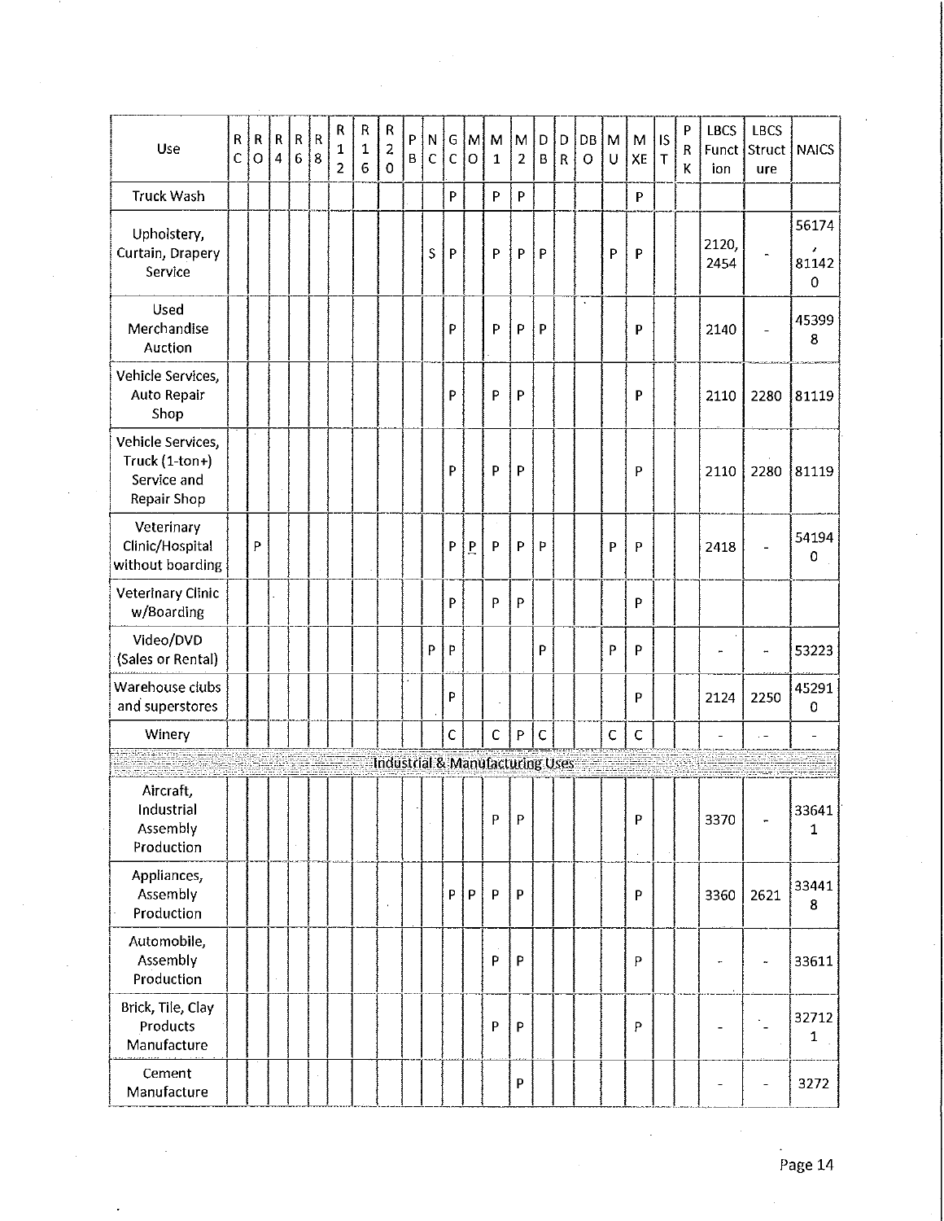| Use | RC | RO | R4 | R6 | R8 | R12 | R16 | R20 | PB | NC | GC | MO | M1 | M2 | DB | DR | DBO | MU | MXE | IST | PRK | LBCS Function | LBCS Structure | NAICS |
|---|---|---|---|---|---|---|---|---|---|---|---|---|---|---|---|---|---|---|---|---|---|---|---|---|
| Truck Wash | | | | | | | | | | | P | | P | P | | | | | P | | | | | |
| Upholstery, Curtain, Drapery Service | | | | | | | | | | S | P | | P | P | P | | | P | P | | | 2120, 2454 | - | 56174, 811420 |
| Used Merchandise Auction | | | | | | | | | | | P | | P | P | P | | | | P | | | 2140 | - | 453998 |
| Vehicle Services, Auto Repair Shop | | | | | | | | | | | P | | P | P | | | | | P | | | 2110 | 2280 | 81119 |
| Vehicle Services, Truck (1-ton+) Service and Repair Shop | | | | | | | | | | | P | | P | P | | | | | P | | | 2110 | 2280 | 81119 |
| Veterinary Clinic/Hospital without boarding | | P | | | | | | | | | P | P | P | P | P | | | P | P | | | 2418 | - | 541940 |
| Veterinary Clinic w/Boarding | | | | | | | | | | | P | | P | P | | | | | P | | | | | |
| Video/DVD (Sales or Rental) | | | | | | | | | | P | P | | | | P | | | P | P | | | - | - | 53223 |
| Warehouse clubs and superstores | | | | | | | | | | | P | | | | | | | | P | | | 2124 | 2250 | 452910 |
| Winery | | | | | | | | | | | C | | C | P | C | | | C | C | | | - | - | - |
| **Industrial & Manufacturing Uses** | | | | | | | | | | | | | | | | | | | | | | | | |
| Aircraft, Industrial Assembly Production | | | | | | | | | | | | | P | P | | | | | P | | | 3370 | - | 336411 |
| Appliances, Assembly Production | | | | | | | | | | | P | P | P | P | | | | | P | | | 3360 | 2621 | 334418 |
| Automobile, Assembly Production | | | | | | | | | | | | | P | P | | | | | P | | | - | - | 33611 |
| Brick, Tile, Clay Products Manufacture | | | | | | | | | | | | | P | P | | | | | P | | | - | - | 327121 |
| Cement Manufacture | | | | | | | | | | | | | | P | | | | | | | | - | - | 3272 |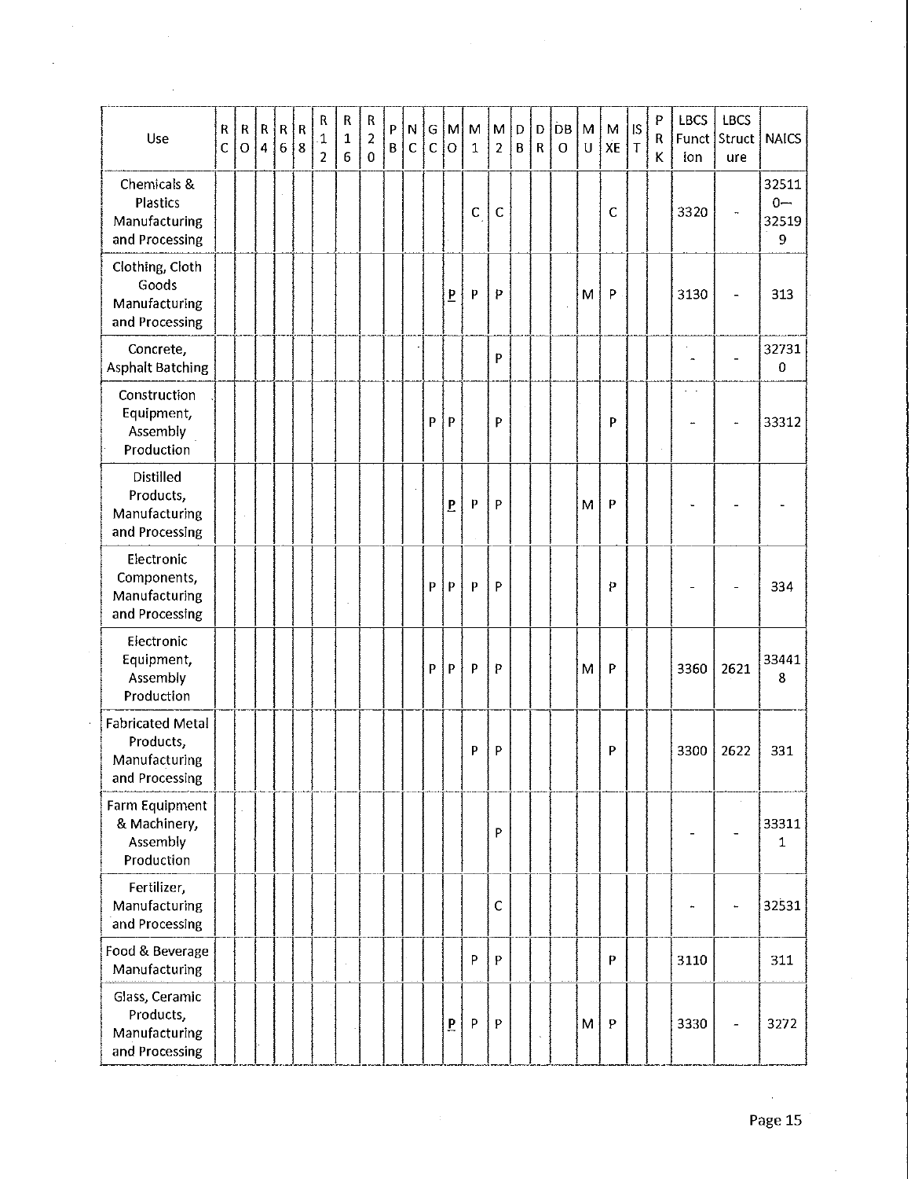| Use | RC | RO | R4 | R6 | R8 | R12 | R16 | R20 | PB | NC | GC | MO | M1 | M2 | DB | DR | DBO | MU | MXE | IST | PRK | LBCS Function | LBCS Structure | NAICS |
|---|---|---|---|---|---|---|---|---|---|---|---|---|---|---|---|---|---|---|---|---|---|---|---|---|
| Chemicals & Plastics Manufacturing and Processing | | | | | | | | | | | | | C | C | | | | | C | | | 3320 | - | 325110–325199 |
| Clothing, Cloth Goods Manufacturing and Processing | | | | | | | | | | | | P | P | P | | | | M | P | | | 3130 | - | 313 |
| Concrete, Asphalt Batching | | | | | | | | | | | | | | P | | | | | | | | - | - | 327310 |
| Construction Equipment, Assembly Production | | | | | | | | | | | P | P | | P | | | | | P | | | - | - | 33312 |
| Distilled Products, Manufacturing and Processing | | | | | | | | | | | | P | P | P | | | | M | P | | | - | - | - |
| Electronic Components, Manufacturing and Processing | | | | | | | | | | | P | P | P | P | | | | | P | | | - | - | 334 |
| Electronic Equipment, Assembly Production | | | | | | | | | | | P | P | P | P | | | | M | P | | | 3360 | 2621 | 334418 |
| Fabricated Metal Products, Manufacturing and Processing | | | | | | | | | | | | | P | P | | | | | P | | | 3300 | 2622 | 331 |
| Farm Equipment & Machinery, Assembly Production | | | | | | | | | | | | | | P | | | | | | | | - | - | 333111 |
| Fertilizer, Manufacturing and Processing | | | | | | | | | | | | | | C | | | | | | | | - | - | 32531 |
| Food & Beverage Manufacturing | | | | | | | | | | | | | P | P | | | | | P | | | 3110 | | 311 |
| Glass, Ceramic Products, Manufacturing and Processing | | | | | | | | | | | | P | P | P | | | | M | P | | | 3330 | - | 3272 |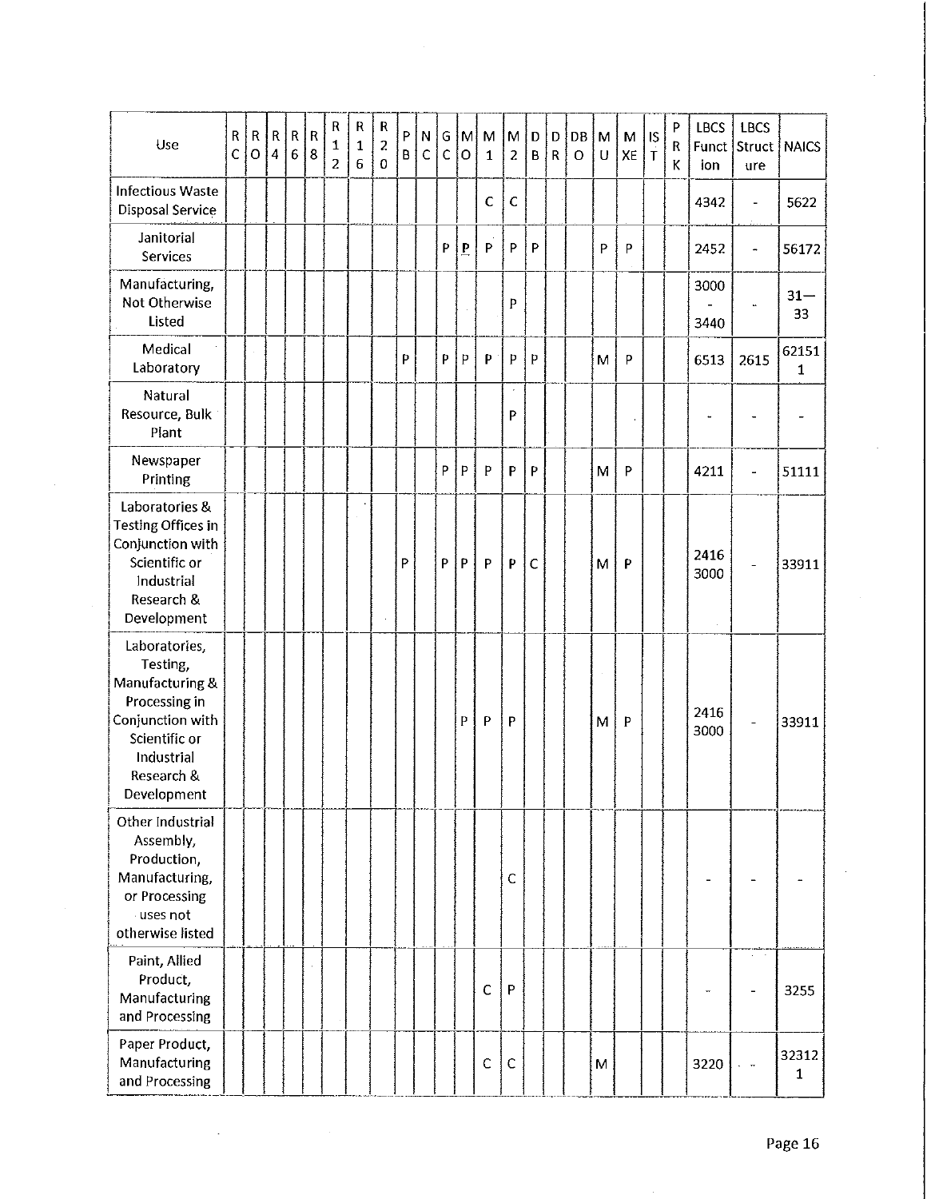| Use | RC | RO | R4 | R6 | R8 | R12 | R16 | R20 | PB | NC | GC | MO | M1 | M2 | DB | DR | DBO | MU | MXE | IST | PRK | LBCS Function | LBCS Structure | NAICS |
|---|---|---|---|---|---|---|---|---|---|---|---|---|---|---|---|---|---|---|---|---|---|---|---|---|
| Infectious Waste Disposal Service | | | | | | | | | | | | | C | C | | | | | | | | 4342 | - | 5622 |
| Janitorial Services | | | | | | | | | | | P | P | P | P | P | | | P | P | | | 2452 | - | 56172 |
| Manufacturing, Not Otherwise Listed | | | | | | | | | | | | | | P | | | | | | | | 3000 - 3440 | - | 31—33 |
| Medical Laboratory | | | | | | | | | P | | P | P | P | P | P | | | M | P | | | 6513 | 2615 | 621511 |
| Natural Resource, Bulk Plant | | | | | | | | | | | | | | P | | | | | | | | - | - | - |
| Newspaper Printing | | | | | | | | | | | P | P | P | P | P | | | M | P | | | 4211 | - | 51111 |
| Laboratories & Testing Offices in Conjunction with Scientific or Industrial Research & Development | | | | | | | | | P | | P | P | P | P | C | | | M | P | | | 2416 3000 | - | 33911 |
| Laboratories, Testing, Manufacturing & Processing in Conjunction with Scientific or Industrial Research & Development | | | | | | | | | | | | P | P | P | | | | M | P | | | 2416 3000 | - | 33911 |
| Other Industrial Assembly, Production, Manufacturing, or Processing uses not otherwise listed | | | | | | | | | | | | | | C | | | | | | | | - | - | - |
| Paint, Allied Product, Manufacturing and Processing | | | | | | | | | | | | | C | P | | | | | | | | - | - | 3255 |
| Paper Product, Manufacturing and Processing | | | | | | | | | | | | | C | C | | | | M | | | | 3220 | - | 323121 |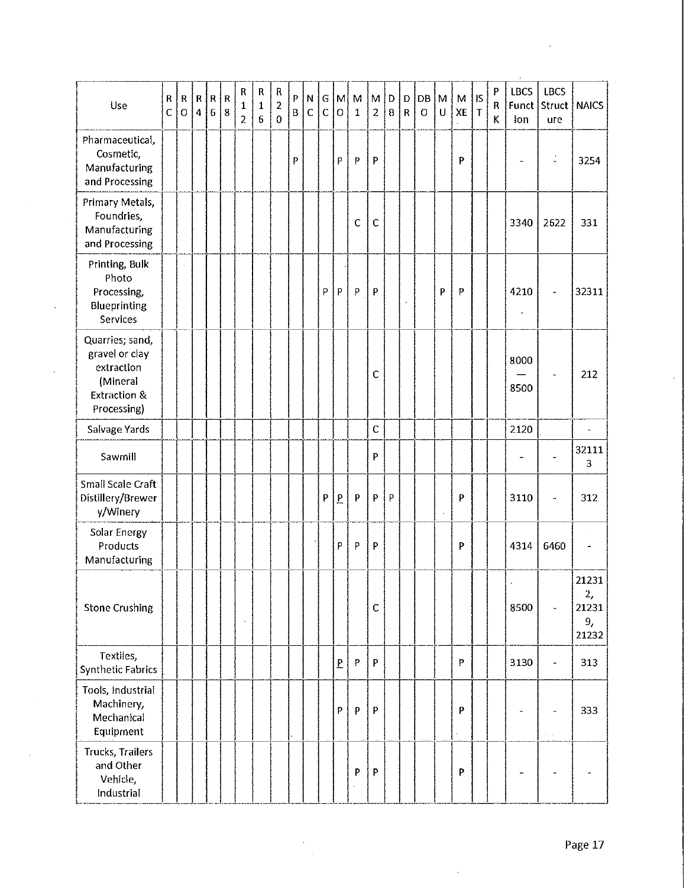| Use | RC | RO | R4 | R6 | R8 | R12 | R16 | R20 | PB | NC | GC | MO | M1 | M2 | D8 | DR | DBO | MU | MXE | IST | PRK | LBCS Function | LBCS Structure | NAICS |
|---|---|---|---|---|---|---|---|---|---|---|---|---|---|---|---|---|---|---|---|---|---|---|---|---|
| Pharmaceutical, Cosmetic, Manufacturing and Processing | | | | | | | | | P | | | P | P | P | | | | | P | | | - | - | 3254 |
| Primary Metals, Foundries, Manufacturing and Processing | | | | | | | | | | | | | C | C | | | | | | | | 3340 | 2622 | 331 |
| Printing, Bulk Photo Processing, Blueprinting Services | | | | | | | | | | | P | P | P | P | | | | P | P | | | 4210 | - | 32311 |
| Quarries; sand, gravel or clay extraction (Mineral Extraction & Processing) | | | | | | | | | | | | | | C | | | | | | | | 8000 — 8500 | - | 212 |
| Salvage Yards | | | | | | | | | | | | | | C | | | | | | | | 2120 | | - |
| Sawmill | | | | | | | | | | | | | | P | | | | | | | | - | - | 321113 |
| Small Scale Craft Distillery/Brewery/Winery | | | | | | | | | | | P | P | P | P | P | | | | P | | | 3110 | - | 312 |
| Solar Energy Products Manufacturing | | | | | | | | | | | | P | P | P | | | | | P | | | 4314 | 6460 | - |
| Stone Crushing | | | | | | | | | | | | | | C | | | | | | | | 8500 | - | 212312, 212319, 21232 |
| Textiles, Synthetic Fabrics | | | | | | | | | | | | P | P | P | | | | | P | | | 3130 | - | 313 |
| Tools, Industrial Machinery, Mechanical Equipment | | | | | | | | | | | | P | P | P | | | | | P | | | - | - | 333 |
| Trucks, Trailers and Other Vehicle, Industrial | | | | | | | | | | | | | P | P | | | | | P | | | - | - | - |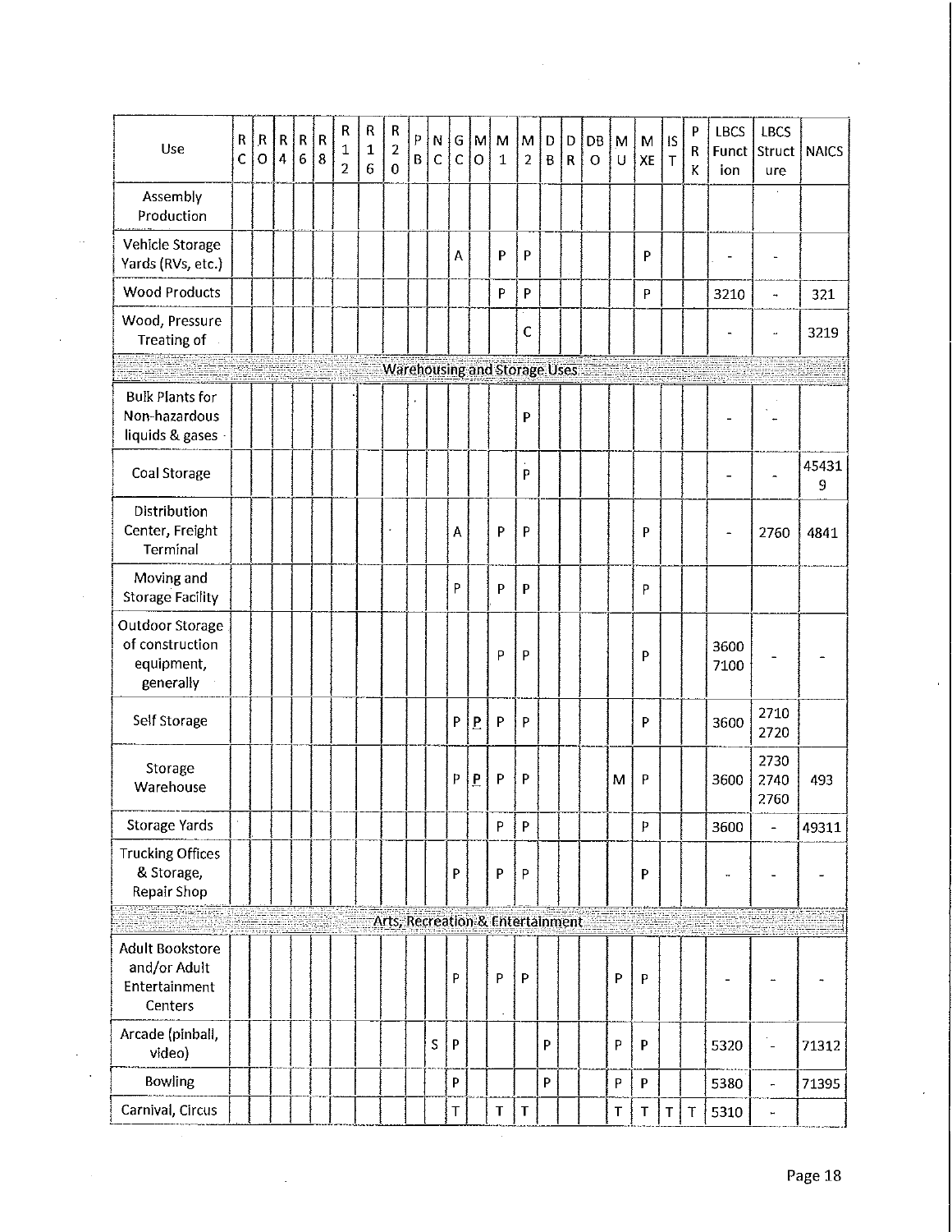| Use | RC | RO | R4 | R6 | R8 | R12 | R16 | R20 | PB | NC | GC | MO | M1 | M2 | DB | DR | DBO | MU | MXE | IST | PRK | LBCS Function | LBCS Structure | NAICS |
|---|---|---|---|---|---|---|---|---|---|---|---|---|---|---|---|---|---|---|---|---|---|---|---|---|
| Assembly Production | | | | | | | | | | | | | | | | | | | | | | | | |
| Vehicle Storage Yards (RVs, etc.) | | | | | | | | | | | A | | P | P | | | | | P | | | - | - | |
| Wood Products | | | | | | | | | | | | | P | P | | | | | P | | | 3210 | - | 321 |
| Wood, Pressure Treating of | | | | | | | | | | | | | | C | | | | | | | | - | - | 3219 |
| **Warehousing and Storage Uses** | | | | | | | | | | | | | | | | | | | | | | | | |
| Bulk Plants for Non-hazardous liquids & gases | | | | | | | | | | | | | | P | | | | | | | | - | - | |
| Coal Storage | | | | | | | | | | | | | | P | | | | | | | | - | - | 454319 |
| Distribution Center, Freight Terminal | | | | | | | | | | | A | | P | P | | | | | P | | | - | 2760 | 4841 |
| Moving and Storage Facility | | | | | | | | | | | P | | P | P | | | | | P | | | | | |
| Outdoor Storage of construction equipment, generally | | | | | | | | | | | | | P | P | | | | | P | | | 3600 7100 | - | - |
| Self Storage | | | | | | | | | | | P | P | P | P | | | | | P | | | 3600 | 2710 2720 | |
| Storage Warehouse | | | | | | | | | | | P | P | P | P | | | | M | P | | | 3600 | 2730 2740 2760 | 493 |
| Storage Yards | | | | | | | | | | | | | P | P | | | | | P | | | 3600 | - | 49311 |
| Trucking Offices & Storage, Repair Shop | | | | | | | | | | | P | | P | P | | | | | P | | | - | - | - |
| **Arts, Recreation & Entertainment** | | | | | | | | | | | | | | | | | | | | | | | | |
| Adult Bookstore and/or Adult Entertainment Centers | | | | | | | | | | | P | | P | P | | | | P | P | | | - | - | - |
| Arcade (pinball, video) | | | | | | | | | | S | P | | | | P | | | P | P | | | 5320 | - | 71312 |
| Bowling | | | | | | | | | | | P | | | | P | | | P | P | | | 5380 | - | 71395 |
| Carnival, Circus | | | | | | | | | | | T | | T | T | | | | T | T | T | T | 5310 | - | |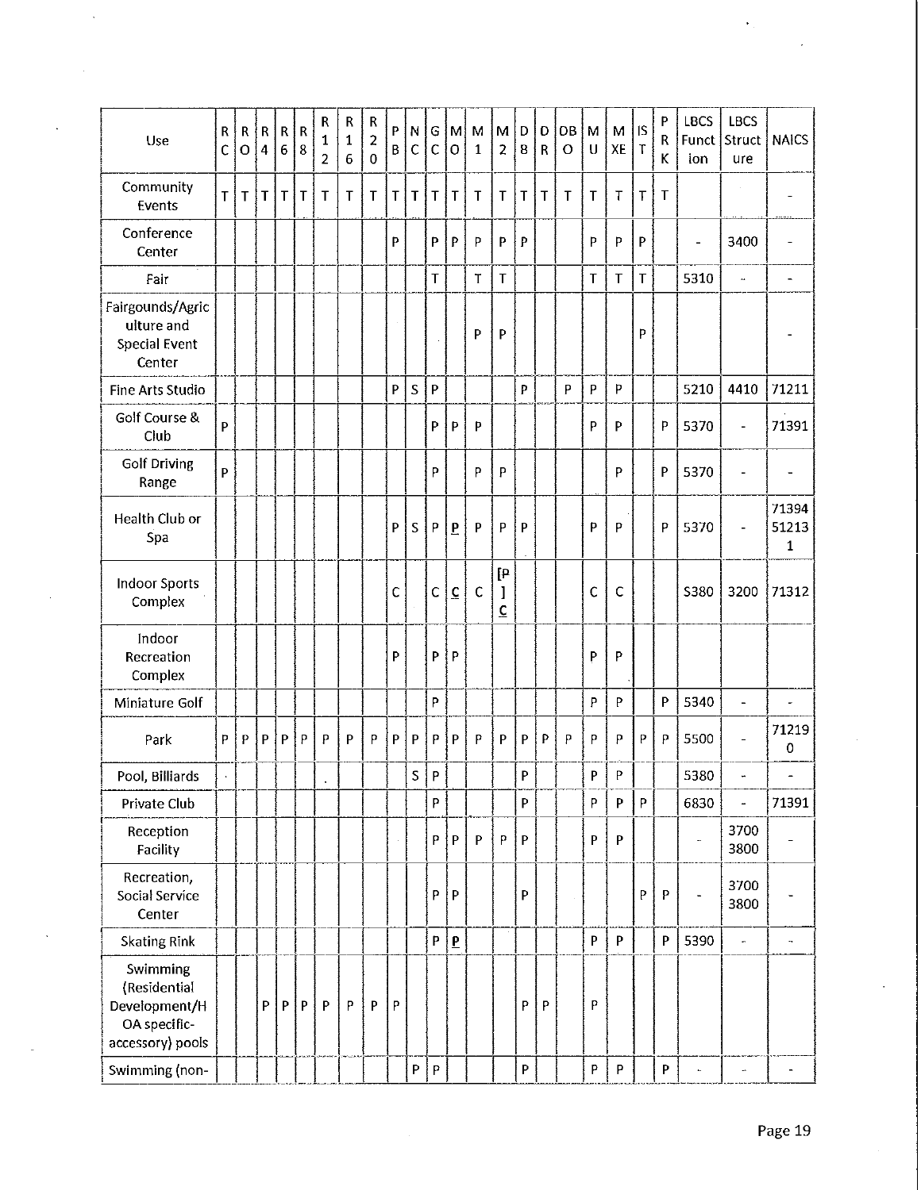| Use | RC | RO | R4 | R6 | R8 | R12 | R16 | R20 | PB | NC | GC | MO | M1 | M2 | D8 | DR | DBO | MU | MXE | IST | PRK | LBCS Function | LBCS Structure | NAICS |
|---|---|---|---|---|---|---|---|---|---|---|---|---|---|---|---|---|---|---|---|---|---|---|---|---|
| Community Events | T | T | T | T | T | T | T | T | T | T | T | T | T | T | T | T | T | T | T | T | T | | | - |
| Conference Center | | | | | | | | | P | | P | P | P | P | P | | | P | P | P | | - | 3400 | - |
| Fair | | | | | | | | | | | T | | T | T | | | | T | T | T | | 5310 | - | - |
| Fairgounds/Agriculture and Special Event Center | | | | | | | | | | | | | P | P | | | | | | P | | | | - |
| Fine Arts Studio | | | | | | | | | P | S | P | | | | P | | P | P | P | | | 5210 | 4410 | 71211 |
| Golf Course & Club | P | | | | | | | | | | P | P | P | | | | | P | P | | P | 5370 | - | 71391 |
| Golf Driving Range | P | | | | | | | | | | P | | P | P | | | | | P | | P | 5370 | - | - |
| Health Club or Spa | | | | | | | | | P | S | P | P | P | P | P | | | P | P | | P | 5370 | - | 71394 512131 |
| Indoor Sports Complex | | | | | | | | | C | | C | C | C | [P] C | | | | C | C | | | 5380 | 3200 | 71312 |
| Indoor Recreation Complex | | | | | | | | | P | | P | P | | | | | | P | P | | | | | |
| Miniature Golf | | | | | | | | | | | P | | | | | | | P | P | | P | 5340 | - | - |
| Park | P | P | P | P | P | P | P | P | P | P | P | P | P | P | P | P | P | P | P | P | P | 5500 | - | 712190 |
| Pool, Billiards | | | | | | | | | | S | P | | | | P | | | P | P | | | 5380 | - | - |
| Private Club | | | | | | | | | | | P | | | | P | | | P | P | P | | 6830 | - | 71391 |
| Reception Facility | | | | | | | | | | | P | P | P | P | P | | | P | P | | | - | 3700 3800 | - |
| Recreation, Social Service Center | | | | | | | | | | | P | P | | | P | | | | | P | P | - | 3700 3800 | - |
| Skating Rink | | | | | | | | | | | P | P | | | | | | P | P | | P | 5390 | - | - |
| Swimming (Residential Development/HOA specific-accessory) pools | | | P | P | P | P | P | P | P | | | | | | P | P | | P | | | | | | |
| Swimming (non- | | | | | | | | | | P | P | | | | P | | | P | P | | P | - | - | - |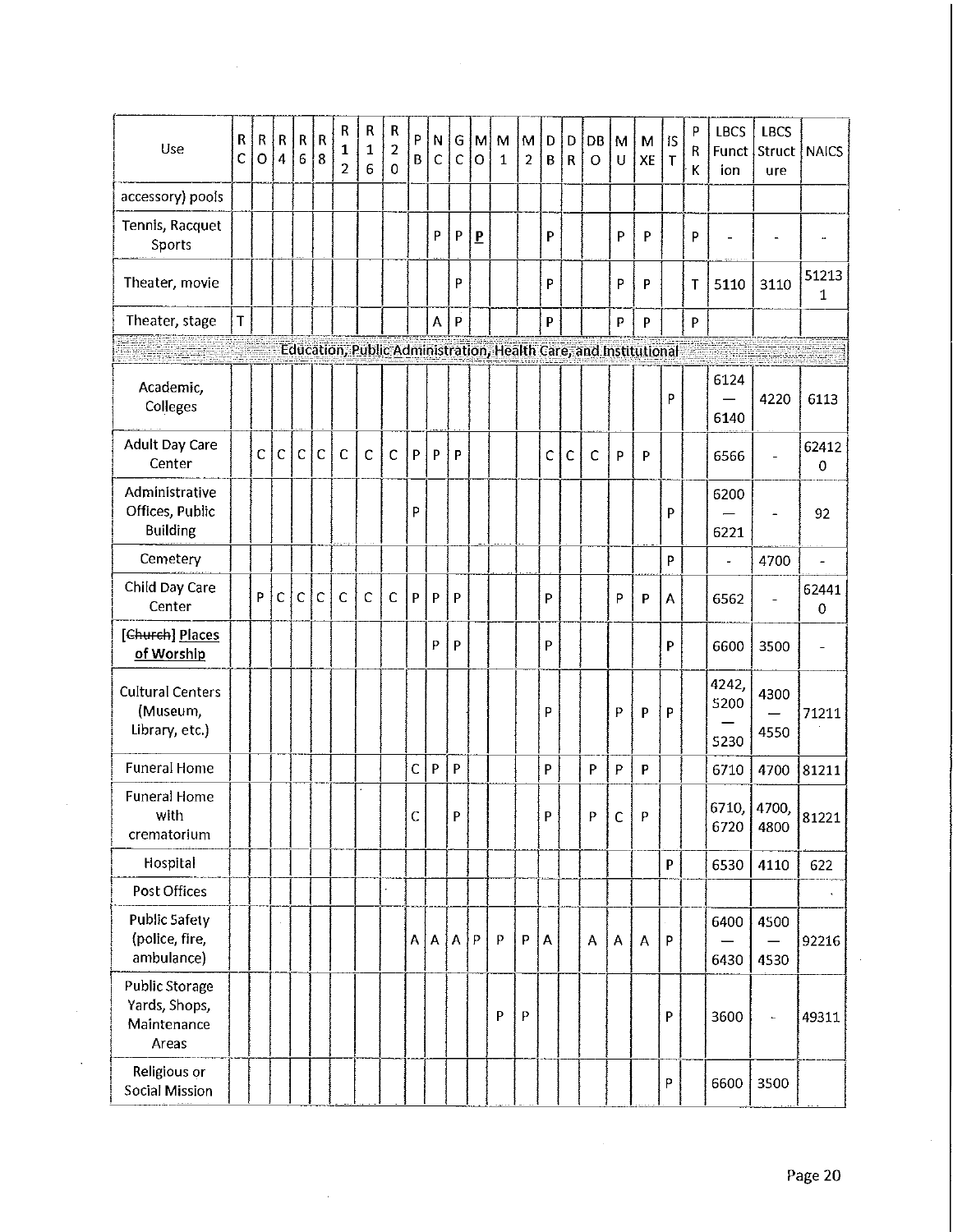| Use | RC | RO | R4 | R6 | R8 | R12 | R16 | R20 | PB | NC | GC | MO | M1 | M2 | DB | DR | DBO | MU | MXE | IST | PRK | LBCS Function | LBCS Structure | NAICS |
|---|---|---|---|---|---|---|---|---|---|---|---|---|---|---|---|---|---|---|---|---|---|---|---|---|
| accessory) pools | | | | | | | | | | | | | | | | | | | | | | | | |
| Tennis, Racquet Sports | | | | | | | | | | P | P | <u>**P**</u> | | | P | | | P | P | | P | - | - | - |
| Theater, movie | | | | | | | | | | | P | | | | P | | | P | P | | T | 5110 | 3110 | 512131 |
| Theater, stage | T | | | | | | | | | A | P | | | | P | | | P | P | | P | | | |
| **Education, Public Administration, Health Care, and Institutional** | | | | | | | | | | | | | | | | | | | | | | | | |
| Academic, Colleges | | | | | | | | | | | | | | | | | | | | P | | 6124 — 6140 | 4220 | 6113 |
| Adult Day Care Center | | C | C | C | C | C | C | C | P | P | P | | | | C | C | C | P | P | | | 6566 | - | 624120 |
| Administrative Offices, Public Building | | | | | | | | | P | | | | | | | | | | | P | | 6200 — 6221 | - | 92 |
| Cemetery | | | | | | | | | | | | | | | | | | | | P | | - | 4700 | - |
| Child Day Care Center | | P | C | C | C | C | C | C | P | P | P | | | | P | | | P | P | A | | 6562 | - | 624410 |
| [~~Church~~] <u>Places of Worship</u> | | | | | | | | | | P | P | | | | P | | | | | P | | 6600 | 3500 | - |
| Cultural Centers (Museum, Library, etc.) | | | | | | | | | | | | | | | P | | | P | P | P | | 4242, 5200 — 5230 | 4300 — 4550 | 71211 |
| Funeral Home | | | | | | | | | C | P | P | | | | P | | P | P | P | | | 6710 | 4700 | 81211 |
| Funeral Home with crematorium | | | | | | | | | C | | P | | | | P | | P | C | P | | | 6710, 6720 | 4700, 4800 | 81221 |
| Hospital | | | | | | | | | | | | | | | | | | | | P | | 6530 | 4110 | 622 |
| Post Offices | | | | | | | | | | | | | | | | | | | | | | | | |
| Public Safety (police, fire, ambulance) | | | | | | | | | A | A | A | P | P | P | A | | A | A | A | P | | 6400 — 6430 | 4500 — 4530 | 92216 |
| Public Storage Yards, Shops, Maintenance Areas | | | | | | | | | | | | | P | P | | | | | | P | | 3600 | - | 49311 |
| Religious or Social Mission | | | | | | | | | | | | | | | | | | | | P | | 6600 | 3500 | |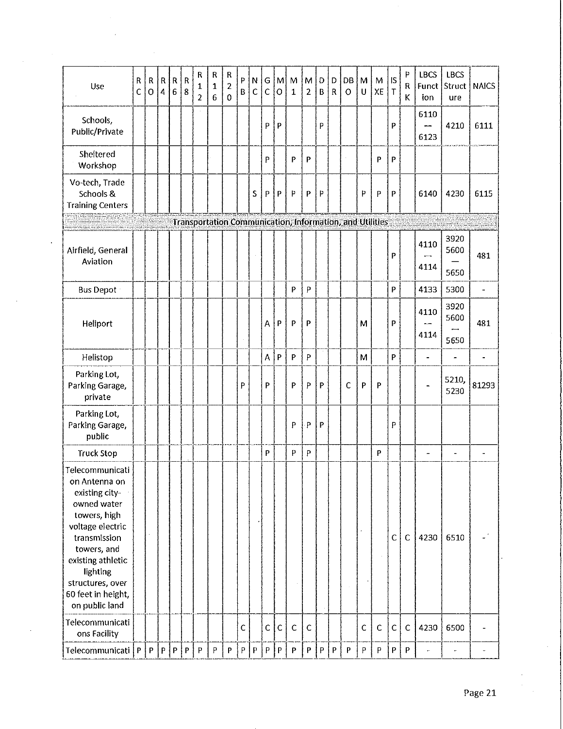| Use | RC | RO | R4 | R6 | R8 | R12 | R16 | R20 | PB | NC | GC | MO | M1 | M2 | DB | DR | DBO | MU | MXE | IST | PRK | LBCS Function | LBCS Structure | NAICS |
|---|---|---|---|---|---|---|---|---|---|---|---|---|---|---|---|---|---|---|---|---|---|---|---|---|
| Schools, Public/Private | | | | | | | | | | | P | P | | | P | | | | | P | | 6110 – 6123 | 4210 | 6111 |
| Sheltered Workshop | | | | | | | | | | | P | | P | P | | | | | P | P | | | | |
| Vo-tech, Trade Schools & Training Centers | | | | | | | | | | S | P | P | P | P | P | | | P | P | P | | 6140 | 4230 | 6115 |
| **Transportation Communication, Information, and Utilities** | | | | | | | | | | | | | | | | | | | | | | | | |
| Airfield, General Aviation | | | | | | | | | | | | | | | | | | | | P | | 4110 – 4114 | 3920 5600 — 5650 | 481 |
| Bus Depot | | | | | | | | | | | | | P | P | | | | | | P | | 4133 | 5300 | - |
| Heliport | | | | | | | | | | | A | P | P | P | | | | M | | P | | 4110 – 4114 | 3920 5600 – 5650 | 481 |
| Helistop | | | | | | | | | | | A | P | P | P | | | | M | | P | | - | - | - |
| Parking Lot, Parking Garage, private | | | | | | | | | P | | P | | P | P | P | | C | P | P | | | - | 5210, 5230 | 81293 |
| Parking Lot, Parking Garage, public | | | | | | | | | | | | | P | P | P | | | | | P | | | | |
| Truck Stop | | | | | | | | | | | P | | P | P | | | | | P | | | - | - | - |
| Telecommunication Antenna on existing city-owned water towers, high voltage electric transmission towers, and existing athletic lighting structures, over 60 feet in height, on public land | | | | | | | | | | | | | | | | | | | | C | C | 4230 | 6510 | - |
| Telecommunications Facility | | | | | | | | | C | | C | C | C | C | | | | C | C | C | C | 4230 | 6500 | - |
| Telecommunicati | P | P | P | P | P | P | P | P | P | P | P | P | P | P | P | P | P | P | P | P | P | - | - | - |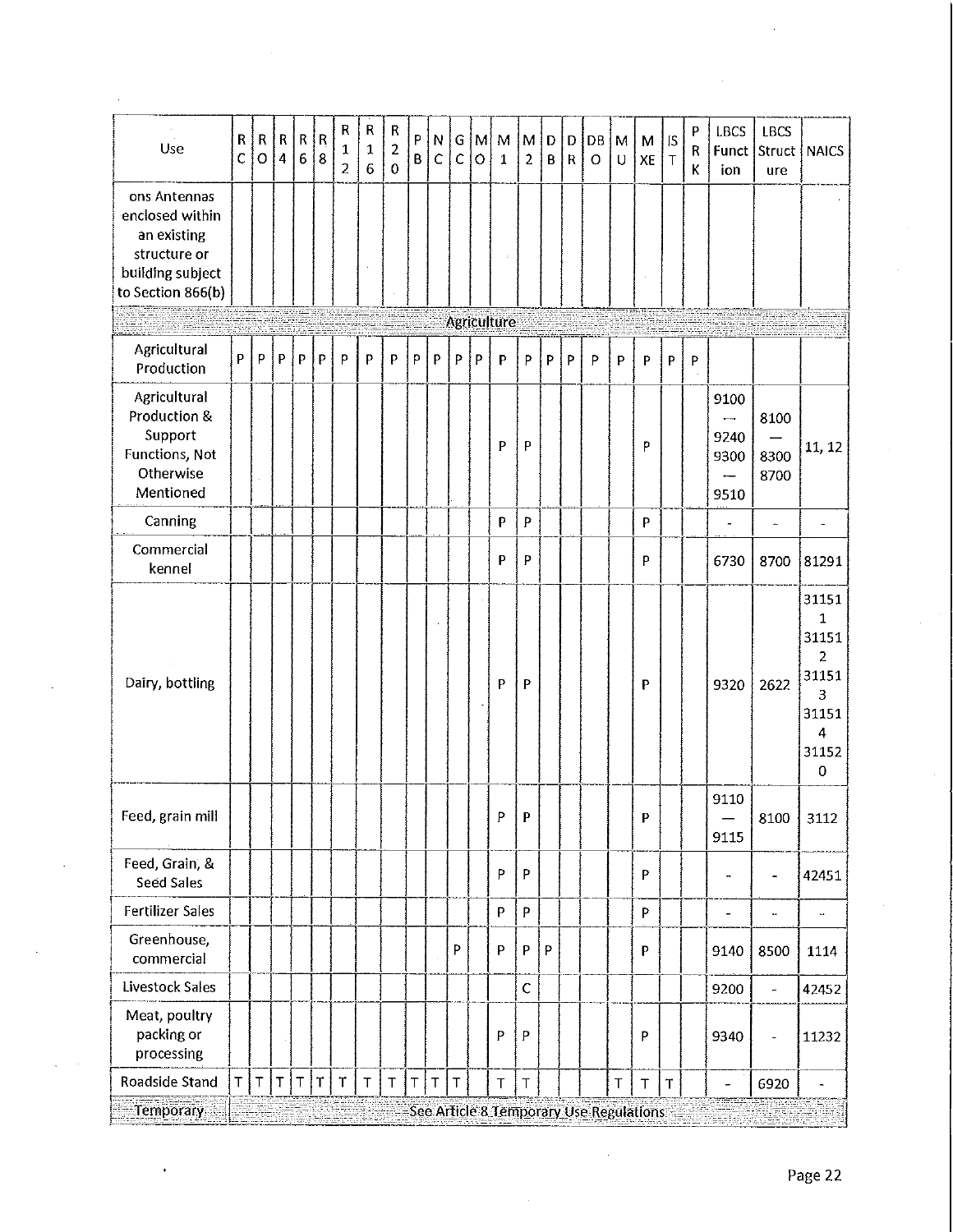| Use | RC | RO | R4 | R6 | R8 | R12 | R16 | R20 | PB | NC | GC | MO | M1 | M2 | DB | DR | DBO | MU | MXE | IST | PRK | LBCS Function | LBCS Structure | NAICS |
|---|---|---|---|---|---|---|---|---|---|---|---|---|---|---|---|---|---|---|---|---|---|---|---|---|
| ons Antennas enclosed within an existing structure or building subject to Section 866(b) | | | | | | | | | | | | | | | | | | | | | | | | |
| **Agriculture** | | | | | | | | | | | | | | | | | | | | | | | | |
| Agricultural Production | P | P | P | P | P | P | P | P | P | P | P | P | P | P | P | P | P | P | P | P | P | | | |
| Agricultural Production & Support Functions, Not Otherwise Mentioned | | | | | | | | | | | | | P | P | | | | | P | | | 9100 — 9240 9300 — 9510 | 8100 — 8300 8700 | 11, 12 |
| Canning | | | | | | | | | | | | | P | P | | | | | P | | | - | - | - |
| Commercial kennel | | | | | | | | | | | | | P | P | | | | | P | | | 6730 | 8700 | 81291 |
| Dairy, bottling | | | | | | | | | | | | | P | P | | | | | P | | | 9320 | 2622 | 311511 311512 311513 311514 311520 |
| Feed, grain mill | | | | | | | | | | | | | P | P | | | | | P | | | 9110 — 9115 | 8100 | 3112 |
| Feed, Grain, & Seed Sales | | | | | | | | | | | | | P | P | | | | | P | | | - | - | 42451 |
| Fertilizer Sales | | | | | | | | | | | | | P | P | | | | | P | | | - | - | - |
| Greenhouse, commercial | | | | | | | | | | | P | | P | P | P | | | | P | | | 9140 | 8500 | 1114 |
| Livestock Sales | | | | | | | | | | | | | | C | | | | | | | | 9200 | - | 42452 |
| Meat, poultry packing or processing | | | | | | | | | | | | | P | P | | | | | P | | | 9340 | - | 11232 |
| Roadside Stand | T | T | T | T | T | T | T | T | T | T | T | | T | T | | | | T | T | T | | - | 6920 | - |
| Temporary | See Article 8 Temporary Use Regulations | | | | | | | | | | | | | | | | | | | | | | | |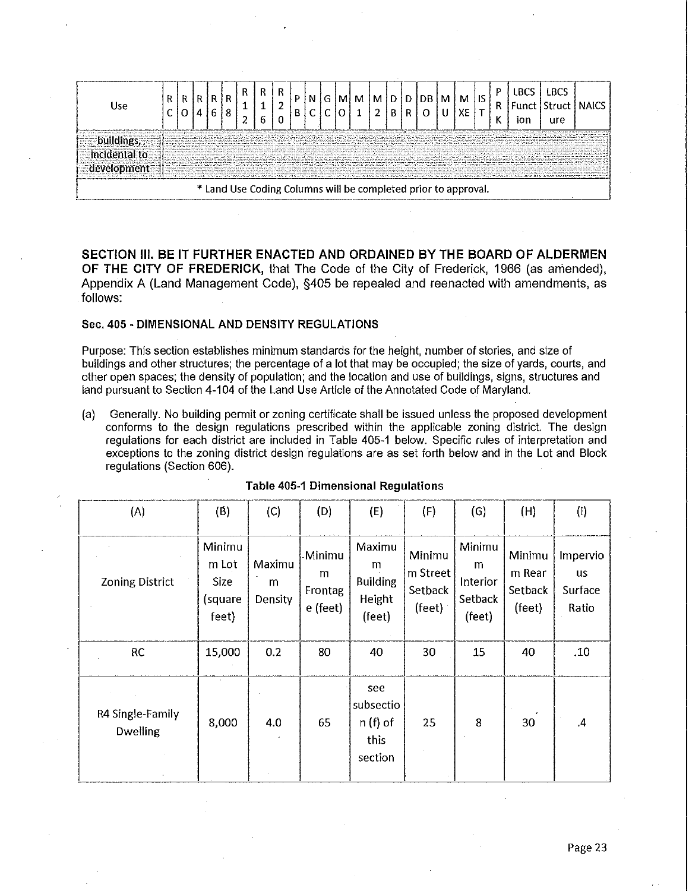| Use | RC | RO | R4 | R6 | R8 | R12 | R16 | R20 | PB | NC | GC | MO | M1 | M2 | DB | DR | DBO | MU | MXE | IST | PRK | LBCS Function | LBCS Structure | NAICS |
|---|---|---|---|---|---|---|---|---|---|---|---|---|---|---|---|---|---|---|---|---|---|---|---|---|
| buildings, incidental to development | | | | | | | | | | | | | | | | | | | | | | | | |
| * Land Use Coding Columns will be completed prior to approval. | | | | | | | | | | | | | | | | | | | | | | | | |

**SECTION III. BE IT FURTHER ENACTED AND ORDAINED BY THE BOARD OF ALDERMEN OF THE CITY OF FREDERICK,** that The Code of the City of Frederick, 1966 (as amended), Appendix A (Land Management Code), §405 be repealed and reenacted with amendments, as follows:

**Sec. 405 - DIMENSIONAL AND DENSITY REGULATIONS**

Purpose: This section establishes minimum standards for the height, number of stories, and size of buildings and other structures; the percentage of a lot that may be occupied; the size of yards, courts, and other open spaces; the density of population; and the location and use of buildings, signs, structures and land pursuant to Section 4-104 of the Land Use Article of the Annotated Code of Maryland.

(a) Generally. No building permit or zoning certificate shall be issued unless the proposed development conforms to the design regulations prescribed within the applicable zoning district. The design regulations for each district are included in Table 405-1 below. Specific rules of interpretation and exceptions to the zoning district design regulations are as set forth below and in the Lot and Block regulations (Section 606).

**Table 405-1 Dimensional Regulations**

| (A) | (B) | (C) | (D) | (E) | (F) | (G) | (H) | (I) |
|---|---|---|---|---|---|---|---|---|
| Zoning District | Minimum Lot Size (square feet) | Maximum Density | Minimum Frontage (feet) | Maximum Building Height (feet) | Minimum Street Setback (feet) | Minimum Interior Setback (feet) | Minimum Rear Setback (feet) | Impervious Surface Ratio |
| RC | 15,000 | 0.2 | 80 | 40 | 30 | 15 | 40 | .10 |
| R4 Single-Family Dwelling | 8,000 | 4.0 | 65 | see subsection (f) of this section | 25 | 8 | 30 | .4 |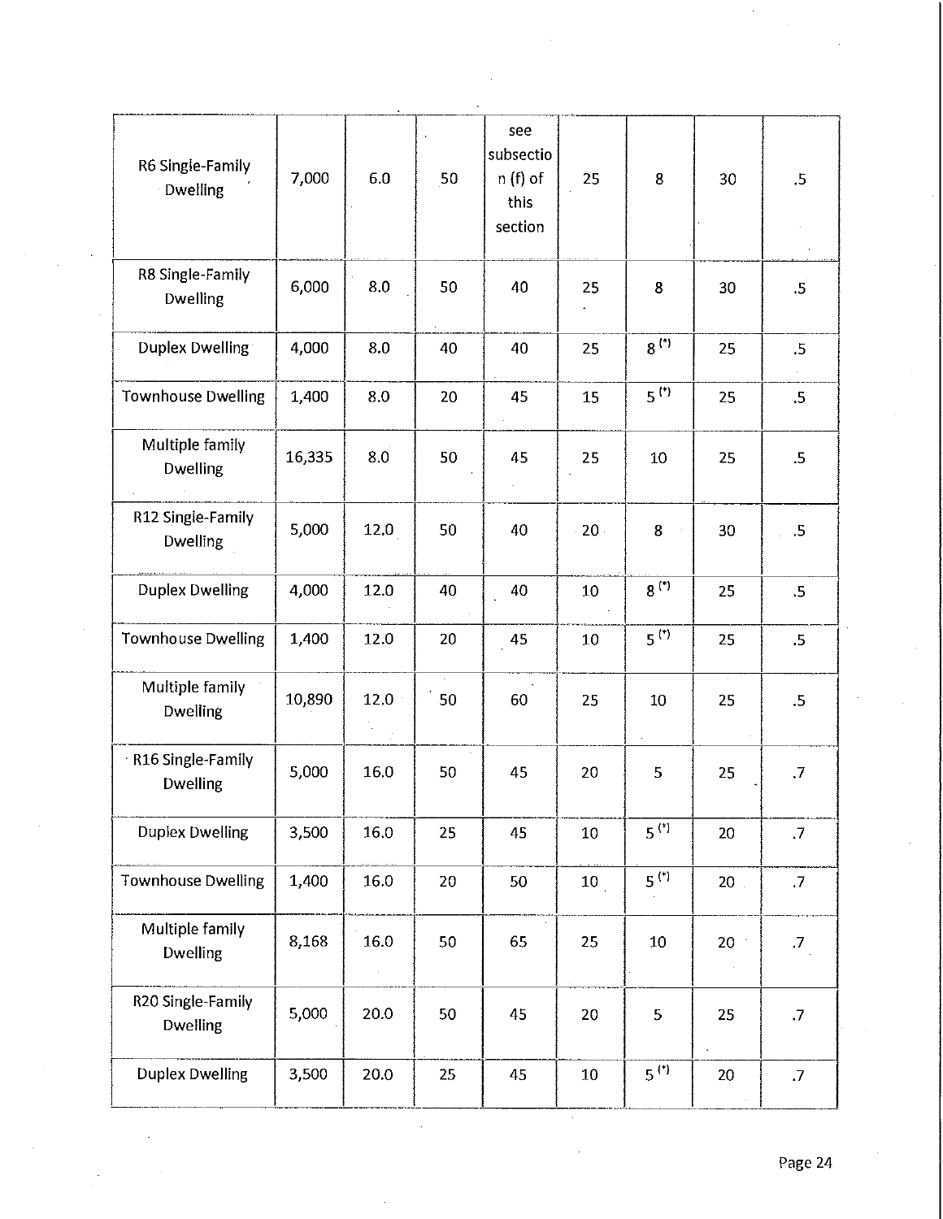| | | | | | | | | |
|---|---|---|---|---|---|---|---|---|
| R6 Single-Family Dwelling | 7,000 | 6.0 | 50 | see subsection (f) of this section | 25 | 8 | 30 | .5 |
| R8 Single-Family Dwelling | 6,000 | 8.0 | 50 | 40 | 25 | 8 | 30 | .5 |
| Duplex Dwelling | 4,000 | 8.0 | 40 | 40 | 25 | 8 (*) | 25 | .5 |
| Townhouse Dwelling | 1,400 | 8.0 | 20 | 45 | 15 | 5 (*) | 25 | .5 |
| Multiple family Dwelling | 16,335 | 8.0 | 50 | 45 | 25 | 10 | 25 | .5 |
| R12 Single-Family Dwelling | 5,000 | 12.0 | 50 | 40 | 20 | 8 | 30 | .5 |
| Duplex Dwelling | 4,000 | 12.0 | 40 | 40 | 10 | 8 (*) | 25 | .5 |
| Townhouse Dwelling | 1,400 | 12.0 | 20 | 45 | 10 | 5 (*) | 25 | .5 |
| Multiple family Dwelling | 10,890 | 12.0 | 50 | 60 | 25 | 10 | 25 | .5 |
| R16 Single-Family Dwelling | 5,000 | 16.0 | 50 | 45 | 20 | 5 | 25 | .7 |
| Duplex Dwelling | 3,500 | 16.0 | 25 | 45 | 10 | 5 (*) | 20 | .7 |
| Townhouse Dwelling | 1,400 | 16.0 | 20 | 50 | 10 | 5 (*) | 20 | .7 |
| Multiple family Dwelling | 8,168 | 16.0 | 50 | 65 | 25 | 10 | 20 | .7 |
| R20 Single-Family Dwelling | 5,000 | 20.0 | 50 | 45 | 20 | 5 | 25 | .7 |
| Duplex Dwelling | 3,500 | 20.0 | 25 | 45 | 10 | 5 (*) | 20 | .7 |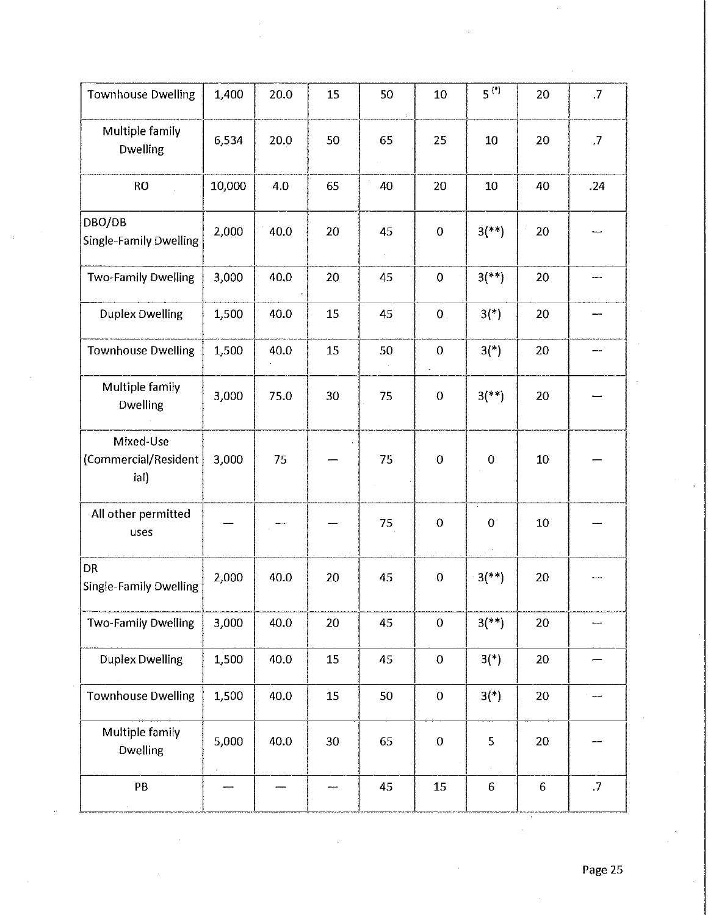| | | | | | | | | |
|---|---|---|---|---|---|---|---|---|
| Townhouse Dwelling | 1,400 | 20.0 | 15 | 50 | 10 | 5 (*) | 20 | .7 |
| Multiple family Dwelling | 6,534 | 20.0 | 50 | 65 | 25 | 10 | 20 | .7 |
| RO | 10,000 | 4.0 | 65 | 40 | 20 | 10 | 40 | .24 |
| DBO/DB Single-Family Dwelling | 2,000 | 40.0 | 20 | 45 | 0 | 3(**) | 20 | — |
| Two-Family Dwelling | 3,000 | 40.0 | 20 | 45 | 0 | 3(**) | 20 | — |
| Duplex Dwelling | 1,500 | 40.0 | 15 | 45 | 0 | 3(*) | 20 | — |
| Townhouse Dwelling | 1,500 | 40.0 | 15 | 50 | 0 | 3(*) | 20 | — |
| Multiple family Dwelling | 3,000 | 75.0 | 30 | 75 | 0 | 3(**) | 20 | — |
| Mixed-Use (Commercial/Residential) | 3,000 | 75 | — | 75 | 0 | 0 | 10 | — |
| All other permitted uses | — | — | — | 75 | 0 | 0 | 10 | — |
| DR Single-Family Dwelling | 2,000 | 40.0 | 20 | 45 | 0 | 3(**) | 20 | — |
| Two-Family Dwelling | 3,000 | 40.0 | 20 | 45 | 0 | 3(**) | 20 | — |
| Duplex Dwelling | 1,500 | 40.0 | 15 | 45 | 0 | 3(*) | 20 | — |
| Townhouse Dwelling | 1,500 | 40.0 | 15 | 50 | 0 | 3(*) | 20 | — |
| Multiple family Dwelling | 5,000 | 40.0 | 30 | 65 | 0 | 5 | 20 | — |
| PB | — | — | — | 45 | 15 | 6 | 6 | .7 |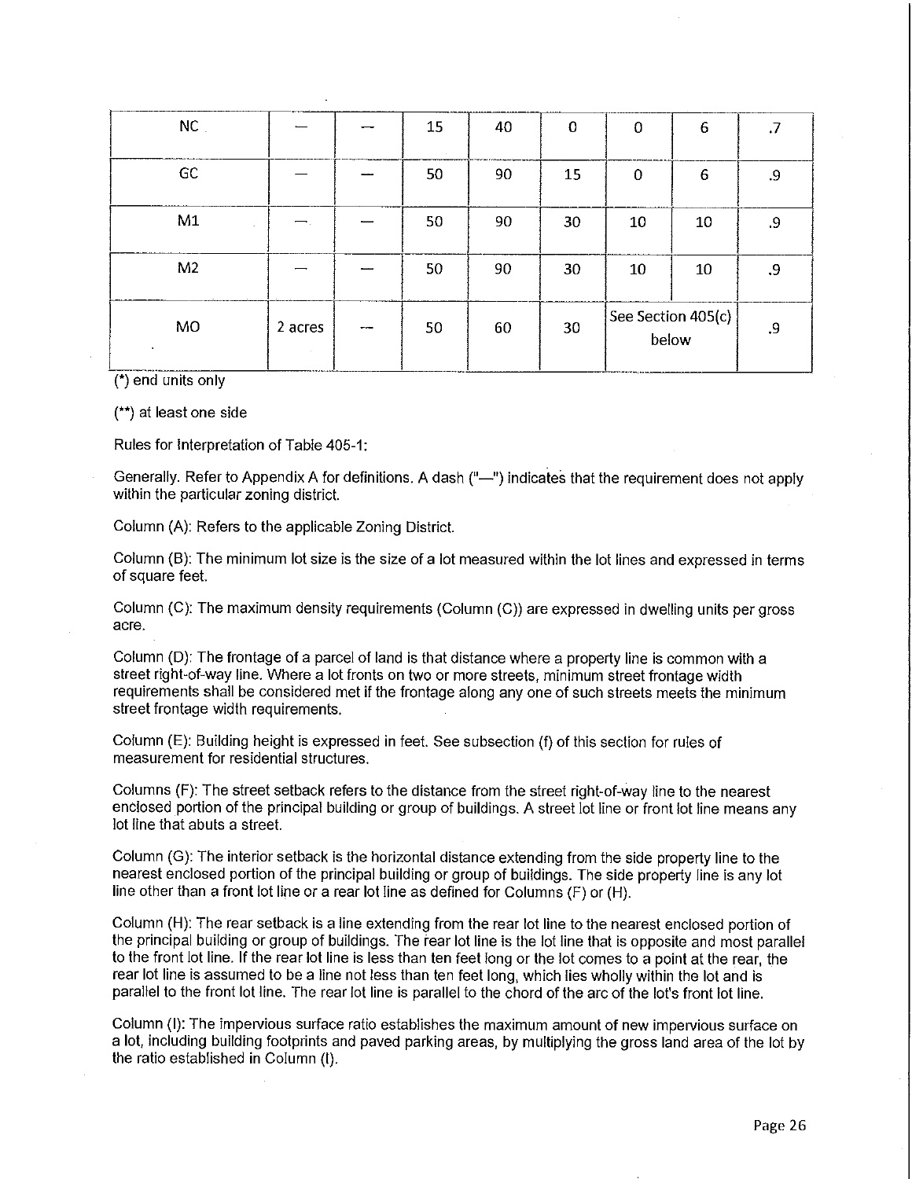| NC | — | — | 15 | 40 | 0 | 0 | 6 | .7 |
|---|---|---|---|---|---|---|---|---|
| GC | — | — | 50 | 90 | 15 | 0 | 6 | .9 |
| M1 | — | — | 50 | 90 | 30 | 10 | 10 | .9 |
| M2 | — | — | 50 | 90 | 30 | 10 | 10 | .9 |
| MO | 2 acres | — | 50 | 60 | 30 | See Section 405(c) below | | .9 |

(*) end units only

(**) at least one side

Rules for Interpretation of Table 405-1:

Generally. Refer to Appendix A for definitions. A dash ("—") indicates that the requirement does not apply within the particular zoning district.

Column (A): Refers to the applicable Zoning District.

Column (B): The minimum lot size is the size of a lot measured within the lot lines and expressed in terms of square feet.

Column (C): The maximum density requirements (Column (C)) are expressed in dwelling units per gross acre.

Column (D): The frontage of a parcel of land is that distance where a property line is common with a street right-of-way line. Where a lot fronts on two or more streets, minimum street frontage width requirements shall be considered met if the frontage along any one of such streets meets the minimum street frontage width requirements.

Column (E): Building height is expressed in feet. See subsection (f) of this section for rules of measurement for residential structures.

Columns (F): The street setback refers to the distance from the street right-of-way line to the nearest enclosed portion of the principal building or group of buildings. A street lot line or front lot line means any lot line that abuts a street.

Column (G): The interior setback is the horizontal distance extending from the side property line to the nearest enclosed portion of the principal building or group of buildings. The side property line is any lot line other than a front lot line or a rear lot line as defined for Columns (F) or (H).

Column (H): The rear setback is a line extending from the rear lot line to the nearest enclosed portion of the principal building or group of buildings. The rear lot line is the lot line that is opposite and most parallel to the front lot line. If the rear lot line is less than ten feet long or the lot comes to a point at the rear, the rear lot line is assumed to be a line not less than ten feet long, which lies wholly within the lot and is parallel to the front lot line. The rear lot line is parallel to the chord of the arc of the lot's front lot line.

Column (I): The impervious surface ratio establishes the maximum amount of new impervious surface on a lot, including building footprints and paved parking areas, by multiplying the gross land area of the lot by the ratio established in Column (I).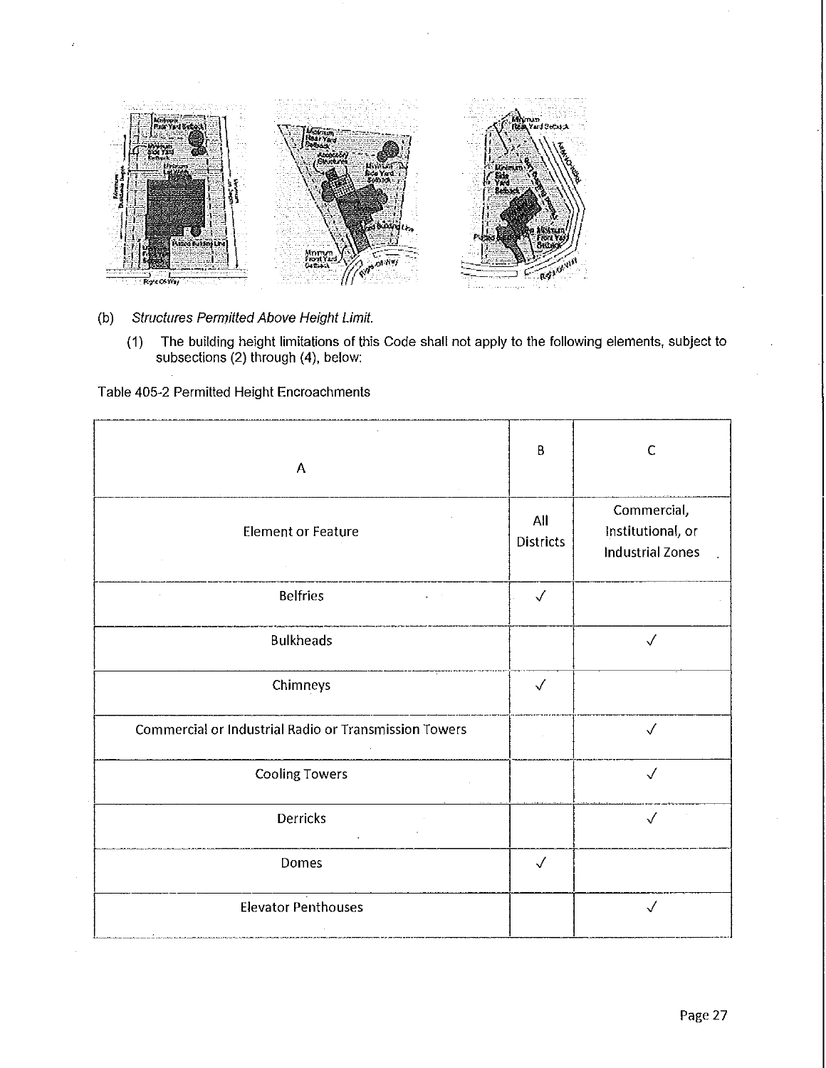(b) *Structures Permitted Above Height Limit.*

(1) The building height limitations of this Code shall not apply to the following elements, subject to subsections (2) through (4), below:

Table 405-2 Permitted Height Encroachments

| A | B | C |
|---|---|---|
| Element or Feature | All Districts | Commercial, Institutional, or Industrial Zones |
| Belfries | ✓ | |
| Bulkheads | | ✓ |
| Chimneys | ✓ | |
| Commercial or Industrial Radio or Transmission Towers | | ✓ |
| Cooling Towers | | ✓ |
| Derricks | | ✓ |
| Domes | ✓ | |
| Elevator Penthouses | | ✓ |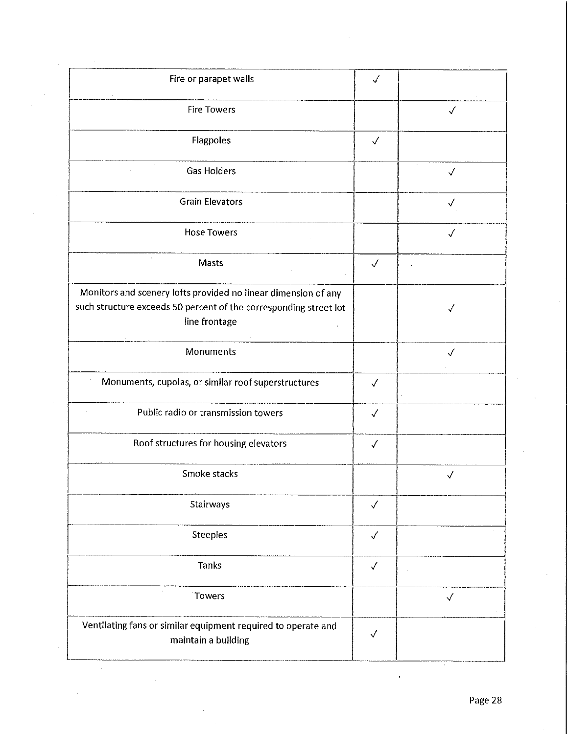| | | |
|---|---|---|
| Fire or parapet walls | ✓ | |
| Fire Towers | | ✓ |
| Flagpoles | ✓ | |
| Gas Holders | | ✓ |
| Grain Elevators | | ✓ |
| Hose Towers | | ✓ |
| Masts | ✓ | |
| Monitors and scenery lofts provided no linear dimension of any such structure exceeds 50 percent of the corresponding street lot line frontage | | ✓ |
| Monuments | | ✓ |
| Monuments, cupolas, or similar roof superstructures | ✓ | |
| Public radio or transmission towers | ✓ | |
| Roof structures for housing elevators | ✓ | |
| Smoke stacks | | ✓ |
| Stairways | ✓ | |
| Steeples | ✓ | |
| Tanks | ✓ | |
| Towers | | ✓ |
| Ventilating fans or similar equipment required to operate and maintain a building | ✓ | |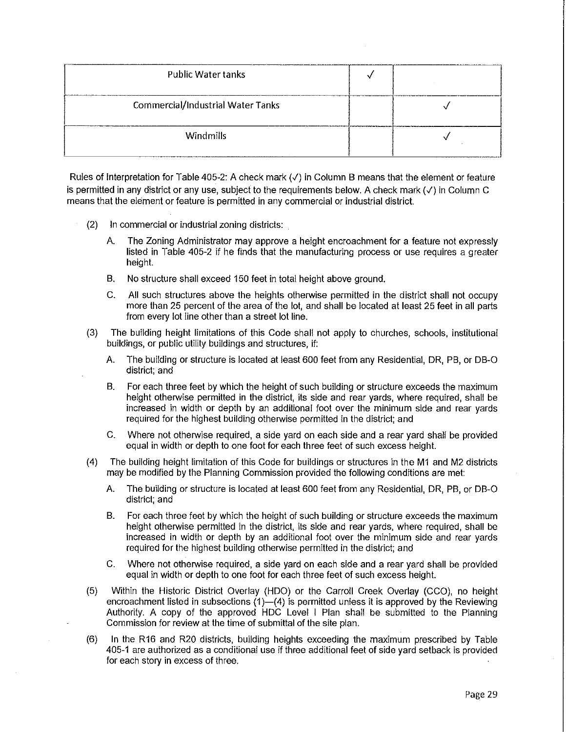| | | |
|---|---|---|
| Public Water tanks | √ | |
| Commercial/Industrial Water Tanks | | √ |
| Windmills | | √ |

Rules of Interpretation for Table 405-2: A check mark (√) in Column B means that the element or feature is permitted in any district or any use, subject to the requirements below. A check mark (√) in Column C means that the element or feature is permitted in any commercial or industrial district.

(2) In commercial or industrial zoning districts:

A. The Zoning Administrator may approve a height encroachment for a feature not expressly listed in Table 405-2 if he finds that the manufacturing process or use requires a greater height.

B. No structure shall exceed 150 feet in total height above ground.

C. All such structures above the heights otherwise permitted in the district shall not occupy more than 25 percent of the area of the lot, and shall be located at least 25 feet in all parts from every lot line other than a street lot line.

(3) The building height limitations of this Code shall not apply to churches, schools, institutional buildings, or public utility buildings and structures, if:

A. The building or structure is located at least 600 feet from any Residential, DR, PB, or DB-O district; and

B. For each three feet by which the height of such building or structure exceeds the maximum height otherwise permitted in the district, its side and rear yards, where required, shall be increased in width or depth by an additional foot over the minimum side and rear yards required for the highest building otherwise permitted in the district; and

C. Where not otherwise required, a side yard on each side and a rear yard shall be provided equal in width or depth to one foot for each three feet of such excess height.

(4) The building height limitation of this Code for buildings or structures in the M1 and M2 districts may be modified by the Planning Commission provided the following conditions are met:

A. The building or structure is located at least 600 feet from any Residential, DR, PB, or DB-O district; and

B. For each three feet by which the height of such building or structure exceeds the maximum height otherwise permitted in the district, its side and rear yards, where required, shall be increased in width or depth by an additional foot over the minimum side and rear yards required for the highest building otherwise permitted in the district; and

C. Where not otherwise required, a side yard on each side and a rear yard shall be provided equal in width or depth to one foot for each three feet of such excess height.

(5) Within the Historic District Overlay (HDO) or the Carroll Creek Overlay (CCO), no height encroachment listed in subsections (1)—(4) is permitted unless it is approved by the Reviewing Authority. A copy of the approved HDC Level I Plan shall be submitted to the Planning Commission for review at the time of submittal of the site plan.

(6) In the R16 and R20 districts, building heights exceeding the maximum prescribed by Table 405-1 are authorized as a conditional use if three additional feet of side yard setback is provided for each story in excess of three.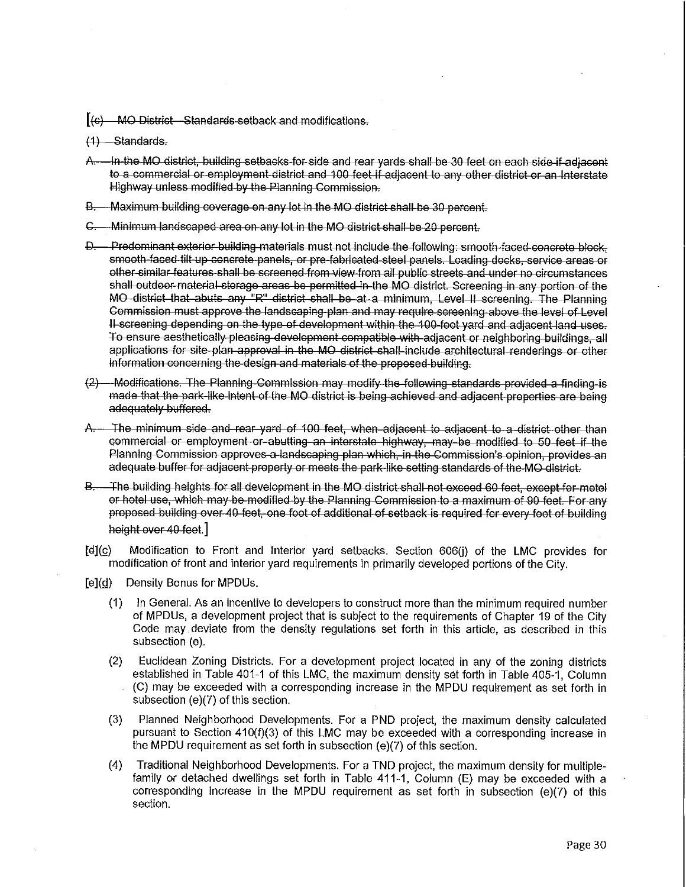[~~(c) MO District—Standards setback and modifications.~~

~~(1) Standards.~~

~~A. In the MO district, building setbacks for side and rear yards shall be 30 feet on each side if adjacent to a commercial or employment district and 100 feet if adjacent to any other district or an Interstate Highway unless modified by the Planning Commission.~~

~~B. Maximum building coverage on any lot in the MO district shall be 30 percent.~~

~~C. Minimum landscaped area on any lot in the MO district shall be 20 percent.~~

~~D. Predominant exterior building materials must not include the following: smooth-faced concrete block, smooth-faced tilt-up concrete panels, or pre-fabricated steel panels. Loading docks, service areas or other similar features shall be screened from view from all public streets and under no circumstances shall outdoor material storage areas be permitted in the MO district. Screening in any portion of the MO district that abuts any "R" district shall be at a minimum, Level II screening. The Planning Commission must approve the landscaping plan and may require screening above the level of Level II screening depending on the type of development within the 100-foot yard and adjacent land uses. To ensure aesthetically pleasing development compatible with adjacent or neighboring buildings, all applications for site plan approval in the MO district shall include architectural renderings or other information concerning the design and materials of the proposed building.~~

~~(2) Modifications. The Planning Commission may modify the following standards provided a finding is made that the park-like intent of the MO district is being achieved and adjacent properties are being adequately buffered.~~

~~A. The minimum side and rear yard of 100 feet, when adjacent to adjacent to a district other than commercial or employment or abutting an interstate highway, may be modified to 50 feet if the Planning Commission approves a landscaping plan which, in the Commission's opinion, provides an adequate buffer for adjacent property or meets the park-like setting standards of the MO district.~~

~~B. The building heights for all development in the MO district shall not exceed 60 feet, except for motel or hotel use, which may be modified by the Planning Commission to a maximum of 90 feet. For any proposed building over 40 feet, one foot of additional of setback is required for every foot of building height over 40 feet.~~]

[d](c) Modification to Front and Interior yard setbacks. Section 606(j) of the LMC provides for modification of front and interior yard requirements in primarily developed portions of the City.

[e](d) Density Bonus for MPDUs.

(1) In General. As an incentive to developers to construct more than the minimum required number of MPDUs, a development project that is subject to the requirements of Chapter 19 of the City Code may deviate from the density regulations set forth in this article, as described in this subsection (e).

(2) Euclidean Zoning Districts. For a development project located in any of the zoning districts established in Table 401-1 of this LMC, the maximum density set forth in Table 405-1, Column (C) may be exceeded with a corresponding increase in the MPDU requirement as set forth in subsection (e)(7) of this section.

(3) Planned Neighborhood Developments. For a PND project, the maximum density calculated pursuant to Section 410(f)(3) of this LMC may be exceeded with a corresponding increase in the MPDU requirement as set forth in subsection (e)(7) of this section.

(4) Traditional Neighborhood Developments. For a TND project, the maximum density for multiple-family or detached dwellings set forth in Table 411-1, Column (E) may be exceeded with a corresponding increase in the MPDU requirement as set forth in subsection (e)(7) of this section.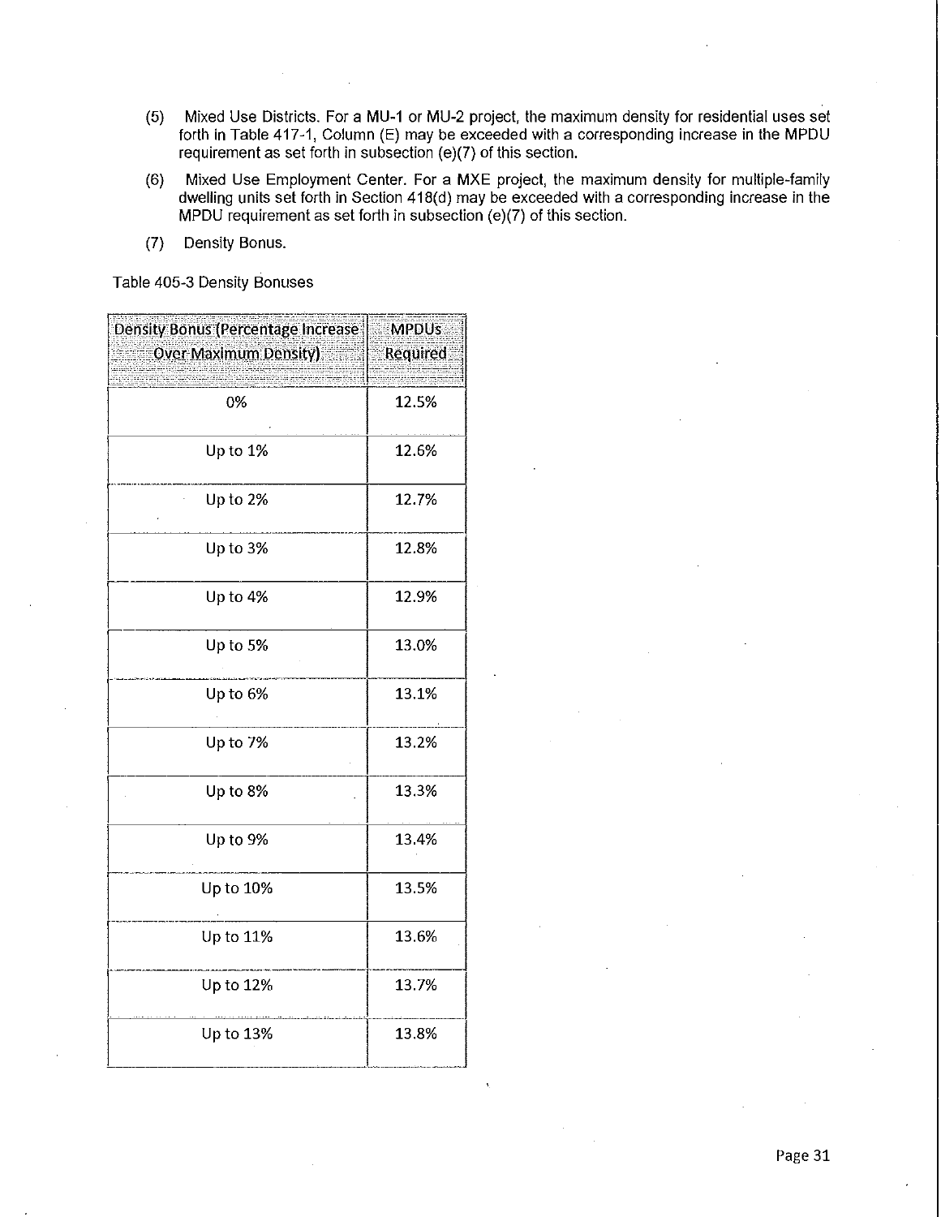(5) Mixed Use Districts. For a MU-1 or MU-2 project, the maximum density for residential uses set forth in Table 417-1, Column (E) may be exceeded with a corresponding increase in the MPDU requirement as set forth in subsection (e)(7) of this section.

(6) Mixed Use Employment Center. For a MXE project, the maximum density for multiple-family dwelling units set forth in Section 418(d) may be exceeded with a corresponding increase in the MPDU requirement as set forth in subsection (e)(7) of this section.

(7) Density Bonus.

Table 405-3 Density Bonuses

| Density Bonus (Percentage Increase Over Maximum Density) | MPDUs Required |
|---|---|
| 0% | 12.5% |
| Up to 1% | 12.6% |
| Up to 2% | 12.7% |
| Up to 3% | 12.8% |
| Up to 4% | 12.9% |
| Up to 5% | 13.0% |
| Up to 6% | 13.1% |
| Up to 7% | 13.2% |
| Up to 8% | 13.3% |
| Up to 9% | 13.4% |
| Up to 10% | 13.5% |
| Up to 11% | 13.6% |
| Up to 12% | 13.7% |
| Up to 13% | 13.8% |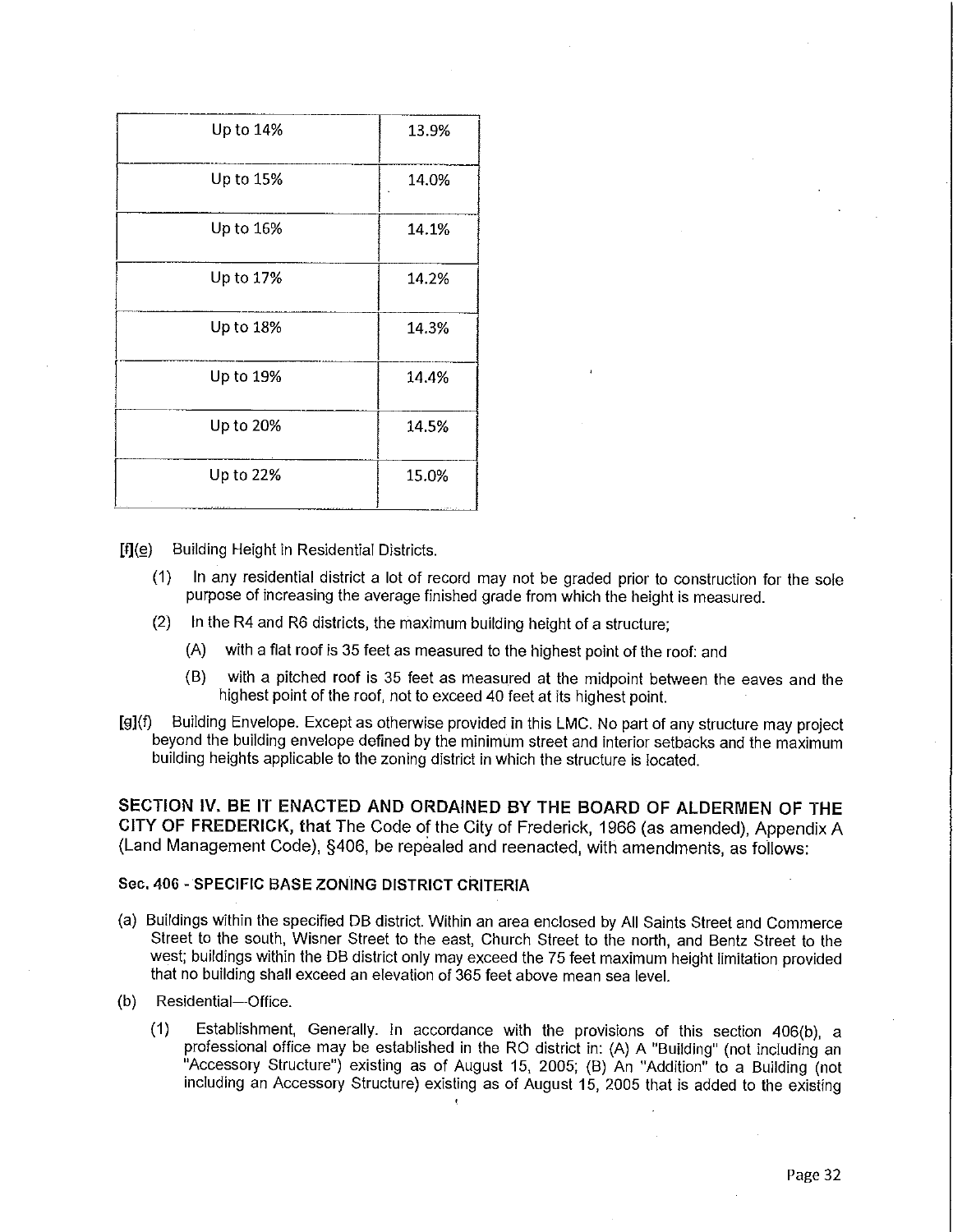| | |
|---|---|
| Up to 14% | 13.9% |
| Up to 15% | 14.0% |
| Up to 16% | 14.1% |
| Up to 17% | 14.2% |
| Up to 18% | 14.3% |
| Up to 19% | 14.4% |
| Up to 20% | 14.5% |
| Up to 22% | 15.0% |

[f](e) Building Height in Residential Districts.

(1) In any residential district a lot of record may not be graded prior to construction for the sole purpose of increasing the average finished grade from which the height is measured.

(2) In the R4 and R6 districts, the maximum building height of a structure;

(A) with a flat roof is 35 feet as measured to the highest point of the roof: and

(B) with a pitched roof is 35 feet as measured at the midpoint between the eaves and the highest point of the roof, not to exceed 40 feet at its highest point.

[g](f) Building Envelope. Except as otherwise provided in this LMC. No part of any structure may project beyond the building envelope defined by the minimum street and interior setbacks and the maximum building heights applicable to the zoning district in which the structure is located.

**SECTION IV. BE IT ENACTED AND ORDAINED BY THE BOARD OF ALDERMEN OF THE CITY OF FREDERICK, that** The Code of the City of Frederick, 1966 (as amended), Appendix A (Land Management Code), §406, be repealed and reenacted, with amendments, as follows:

**Sec. 406 - SPECIFIC BASE ZONING DISTRICT CRITERIA**

(a) Buildings within the specified DB district. Within an area enclosed by All Saints Street and Commerce Street to the south, Wisner Street to the east, Church Street to the north, and Bentz Street to the west; buildings within the DB district only may exceed the 75 feet maximum height limitation provided that no building shall exceed an elevation of 365 feet above mean sea level.

(b) Residential—Office.

(1) Establishment, Generally. In accordance with the provisions of this section 406(b), a professional office may be established in the RO district in: (A) A "Building" (not including an "Accessory Structure") existing as of August 15, 2005; (B) An "Addition" to a Building (not including an Accessory Structure) existing as of August 15, 2005 that is added to the existing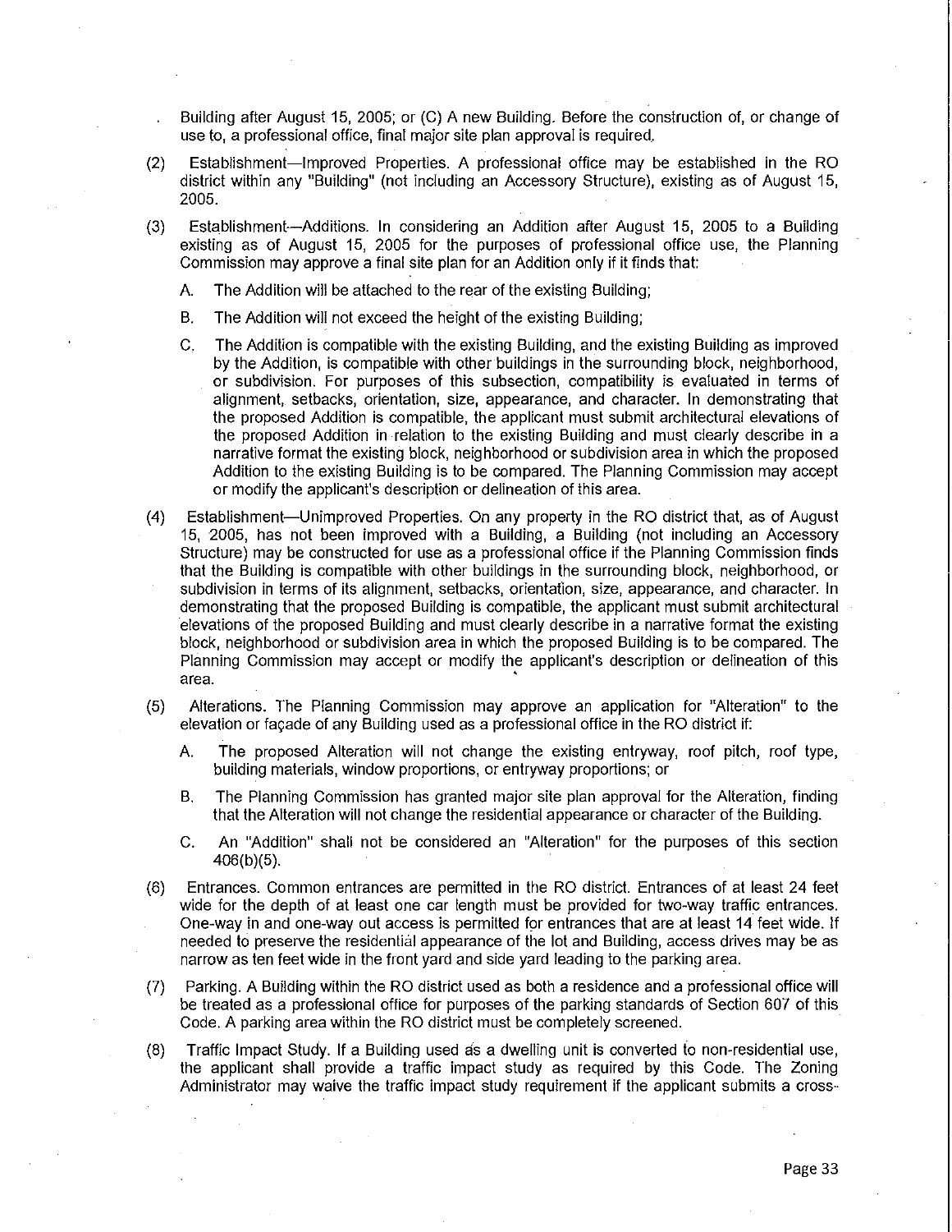Building after August 15, 2005; or (C) A new Building. Before the construction of, or change of use to, a professional office, final major site plan approval is required.

(2) Establishment—Improved Properties. A professional office may be established in the RO district within any "Building" (not including an Accessory Structure), existing as of August 15, 2005.

(3) Establishment—Additions. In considering an Addition after August 15, 2005 to a Building existing as of August 15, 2005 for the purposes of professional office use, the Planning Commission may approve a final site plan for an Addition only if it finds that:

   A. The Addition will be attached to the rear of the existing Building;

   B. The Addition will not exceed the height of the existing Building;

   C. The Addition is compatible with the existing Building, and the existing Building as improved by the Addition, is compatible with other buildings in the surrounding block, neighborhood, or subdivision. For purposes of this subsection, compatibility is evaluated in terms of alignment, setbacks, orientation, size, appearance, and character. In demonstrating that the proposed Addition is compatible, the applicant must submit architectural elevations of the proposed Addition in relation to the existing Building and must clearly describe in a narrative format the existing block, neighborhood or subdivision area in which the proposed Addition to the existing Building is to be compared. The Planning Commission may accept or modify the applicant's description or delineation of this area.

(4) Establishment—Unimproved Properties. On any property in the RO district that, as of August 15, 2005, has not been improved with a Building, a Building (not including an Accessory Structure) may be constructed for use as a professional office if the Planning Commission finds that the Building is compatible with other buildings in the surrounding block, neighborhood, or subdivision in terms of its alignment, setbacks, orientation, size, appearance, and character. In demonstrating that the proposed Building is compatible, the applicant must submit architectural elevations of the proposed Building and must clearly describe in a narrative format the existing block, neighborhood or subdivision area in which the proposed Building is to be compared. The Planning Commission may accept or modify the applicant's description or delineation of this area.

(5) Alterations. The Planning Commission may approve an application for "Alteration" to the elevation or façade of any Building used as a professional office in the RO district if:

   A. The proposed Alteration will not change the existing entryway, roof pitch, roof type, building materials, window proportions, or entryway proportions; or

   B. The Planning Commission has granted major site plan approval for the Alteration, finding that the Alteration will not change the residential appearance or character of the Building.

   C. An "Addition" shall not be considered an "Alteration" for the purposes of this section 406(b)(5).

(6) Entrances. Common entrances are permitted in the RO district. Entrances of at least 24 feet wide for the depth of at least one car length must be provided for two-way traffic entrances. One-way in and one-way out access is permitted for entrances that are at least 14 feet wide. If needed to preserve the residential appearance of the lot and Building, access drives may be as narrow as ten feet wide in the front yard and side yard leading to the parking area.

(7) Parking. A Building within the RO district used as both a residence and a professional office will be treated as a professional office for purposes of the parking standards of Section 607 of this Code. A parking area within the RO district must be completely screened.

(8) Traffic Impact Study. If a Building used as a dwelling unit is converted to non-residential use, the applicant shall provide a traffic impact study as required by this Code. The Zoning Administrator may waive the traffic impact study requirement if the applicant submits a cross-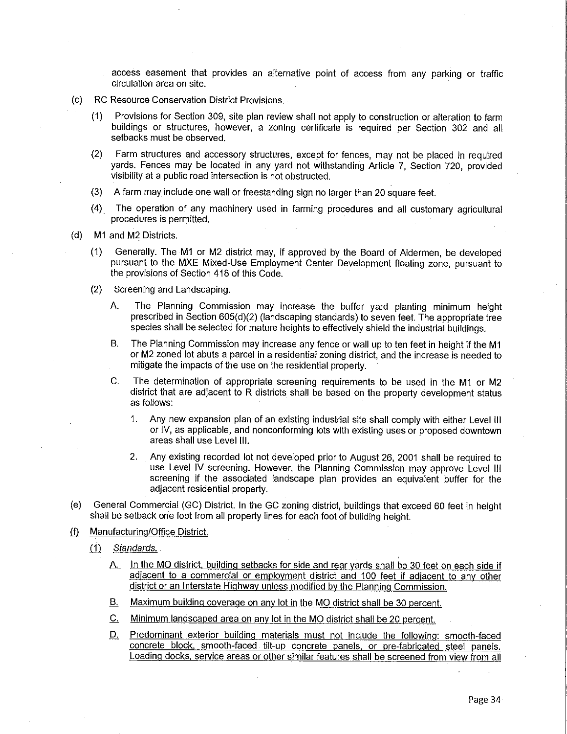access easement that provides an alternative point of access from any parking or traffic circulation area on site.

(c) RC Resource Conservation District Provisions.

(1) Provisions for Section 309, site plan review shall not apply to construction or alteration to farm buildings or structures, however, a zoning certificate is required per Section 302 and all setbacks must be observed.

(2) Farm structures and accessory structures, except for fences, may not be placed in required yards. Fences may be located in any yard not withstanding Article 7, Section 720, provided visibility at a public road intersection is not obstructed.

(3) A farm may include one wall or freestanding sign no larger than 20 square feet.

(4) The operation of any machinery used in farming procedures and all customary agricultural procedures is permitted.

(d) M1 and M2 Districts.

(1) Generally. The M1 or M2 district may, if approved by the Board of Aldermen, be developed pursuant to the MXE Mixed-Use Employment Center Development floating zone, pursuant to the provisions of Section 418 of this Code.

(2) Screening and Landscaping.

A. The Planning Commission may increase the buffer yard planting minimum height prescribed in Section 605(d)(2) (landscaping standards) to seven feet. The appropriate tree species shall be selected for mature heights to effectively shield the industrial buildings.

B. The Planning Commission may increase any fence or wall up to ten feet in height if the M1 or M2 zoned lot abuts a parcel in a residential zoning district, and the increase is needed to mitigate the impacts of the use on the residential property.

C. The determination of appropriate screening requirements to be used in the M1 or M2 district that are adjacent to R districts shall be based on the property development status as follows:

1. Any new expansion plan of an existing industrial site shall comply with either Level III or IV, as applicable, and nonconforming lots with existing uses or proposed downtown areas shall use Level III.

2. Any existing recorded lot not developed prior to August 26, 2001 shall be required to use Level IV screening. However, the Planning Commission may approve Level III screening if the associated landscape plan provides an equivalent buffer for the adjacent residential property.

(e) General Commercial (GC) District. In the GC zoning district, buildings that exceed 60 feet in height shall be setback one foot from all property lines for each foot of building height.

(f) Manufacturing/Office District.

(1) *Standards.*

A. In the MO district, building setbacks for side and rear yards shall be 30 feet on each side if adjacent to a commercial or employment district and 100 feet if adjacent to any other district or an Interstate Highway unless modified by the Planning Commission.

B. Maximum building coverage on any lot in the MO district shall be 30 percent.

C. Minimum landscaped area on any lot in the MO district shall be 20 percent.

D. Predominant exterior building materials must not include the following: smooth-faced concrete block, smooth-faced tilt-up concrete panels, or pre-fabricated steel panels. Loading docks, service areas or other similar features shall be screened from view from all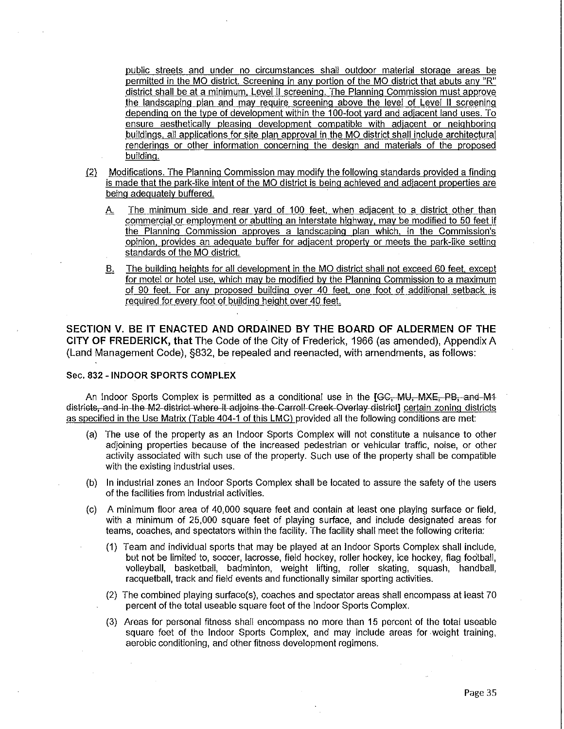public streets and under no circumstances shall outdoor material storage areas be permitted in the MO district. Screening in any portion of the MO district that abuts any "R" district shall be at a minimum, Level II screening. The Planning Commission must approve the landscaping plan and may require screening above the level of Level II screening depending on the type of development within the 100-foot yard and adjacent land uses. To ensure aesthetically pleasing development compatible with adjacent or neighboring buildings, all applications for site plan approval in the MO district shall include architectural renderings or other information concerning the design and materials of the proposed building.

(2) Modifications. The Planning Commission may modify the following standards provided a finding is made that the park-like intent of the MO district is being achieved and adjacent properties are being adequately buffered.

A. The minimum side and rear yard of 100 feet, when adjacent to a district other than commercial or employment or abutting an interstate highway, may be modified to 50 feet if the Planning Commission approves a landscaping plan which, in the Commission's opinion, provides an adequate buffer for adjacent property or meets the park-like setting standards of the MO district.

B. The building heights for all development in the MO district shall not exceed 60 feet, except for motel or hotel use, which may be modified by the Planning Commission to a maximum of 90 feet. For any proposed building over 40 feet, one foot of additional setback is required for every foot of building height over 40 feet.

**SECTION V. BE IT ENACTED AND ORDAINED BY THE BOARD OF ALDERMEN OF THE CITY OF FREDERICK, that** The Code of the City of Frederick, 1966 (as amended), Appendix A (Land Management Code), §832, be repealed and reenacted, with amendments, as follows:

**Sec. 832 - INDOOR SPORTS COMPLEX**

An Indoor Sports Complex is permitted as a conditional use in the [~~GC, MU, MXE, PB, and M1 districts, and in the M2 district where it adjoins the Carroll Creek Overlay district~~] certain zoning districts as specified in the Use Matrix (Table 404-1 of this LMC) provided all the following conditions are met:

(a) The use of the property as an Indoor Sports Complex will not constitute a nuisance to other adjoining properties because of the increased pedestrian or vehicular traffic, noise, or other activity associated with such use of the property. Such use of the property shall be compatible with the existing industrial uses.

(b) In industrial zones an Indoor Sports Complex shall be located to assure the safety of the users of the facilities from industrial activities.

(c) A minimum floor area of 40,000 square feet and contain at least one playing surface or field, with a minimum of 25,000 square feet of playing surface, and include designated areas for teams, coaches, and spectators within the facility. The facility shall meet the following criteria:

(1) Team and individual sports that may be played at an Indoor Sports Complex shall include, but not be limited to, soccer, lacrosse, field hockey, roller hockey, ice hockey, flag football, volleyball, basketball, badminton, weight lifting, roller skating, squash, handball, racquetball, track and field events and functionally similar sporting activities.

(2) The combined playing surface(s), coaches and spectator areas shall encompass at least 70 percent of the total useable square feet of the Indoor Sports Complex.

(3) Areas for personal fitness shall encompass no more than 15 percent of the total useable square feet of the Indoor Sports Complex, and may include areas for weight training, aerobic conditioning, and other fitness development regimens.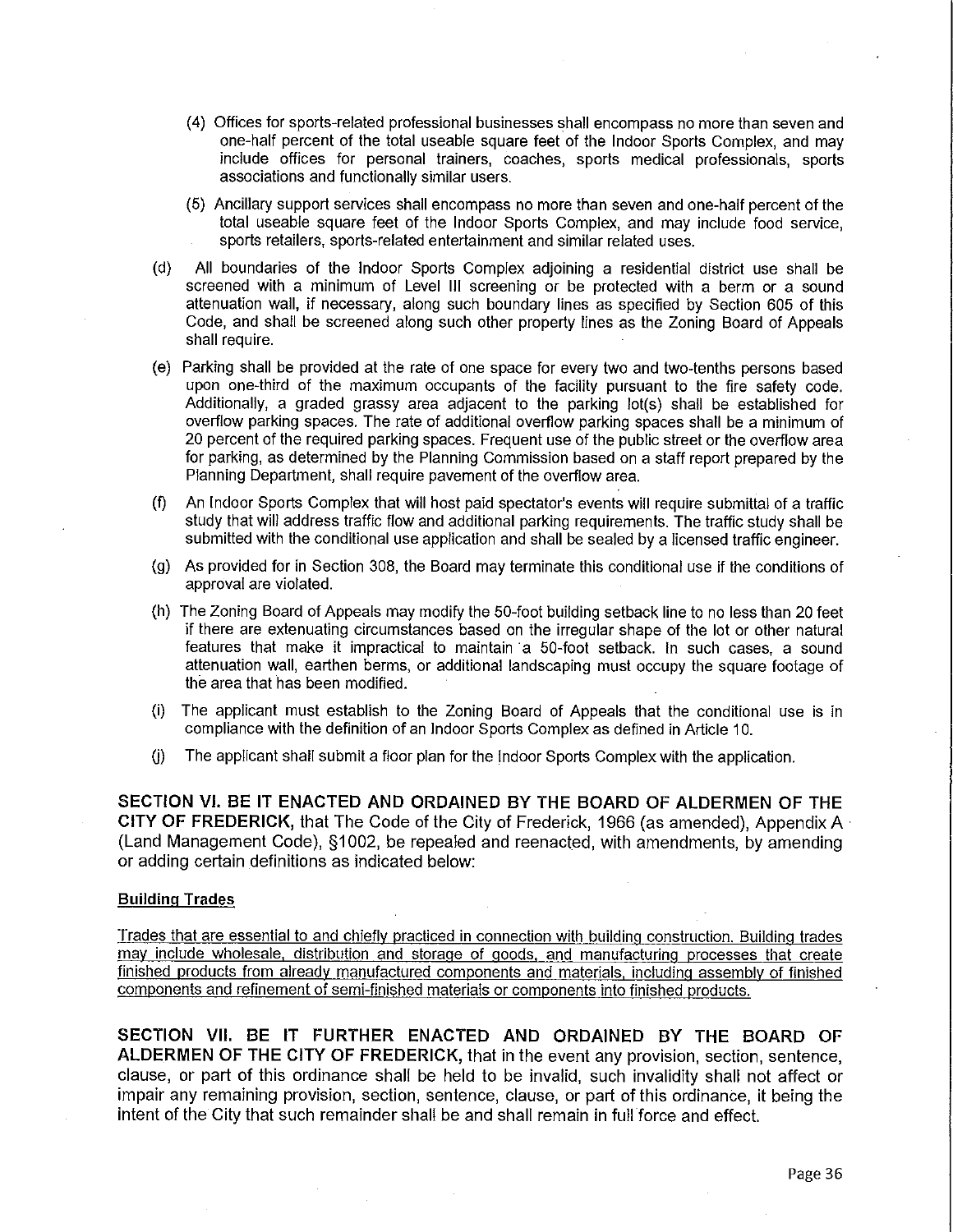(4) Offices for sports-related professional businesses shall encompass no more than seven and one-half percent of the total useable square feet of the Indoor Sports Complex, and may include offices for personal trainers, coaches, sports medical professionals, sports associations and functionally similar users.

(5) Ancillary support services shall encompass no more than seven and one-half percent of the total useable square feet of the Indoor Sports Complex, and may include food service, sports retailers, sports-related entertainment and similar related uses.

(d) All boundaries of the Indoor Sports Complex adjoining a residential district use shall be screened with a minimum of Level III screening or be protected with a berm or a sound attenuation wall, if necessary, along such boundary lines as specified by Section 605 of this Code, and shall be screened along such other property lines as the Zoning Board of Appeals shall require.

(e) Parking shall be provided at the rate of one space for every two and two-tenths persons based upon one-third of the maximum occupants of the facility pursuant to the fire safety code. Additionally, a graded grassy area adjacent to the parking lot(s) shall be established for overflow parking spaces. The rate of additional overflow parking spaces shall be a minimum of 20 percent of the required parking spaces. Frequent use of the public street or the overflow area for parking, as determined by the Planning Commission based on a staff report prepared by the Planning Department, shall require pavement of the overflow area.

(f) An Indoor Sports Complex that will host paid spectator's events will require submittal of a traffic study that will address traffic flow and additional parking requirements. The traffic study shall be submitted with the conditional use application and shall be sealed by a licensed traffic engineer.

(g) As provided for in Section 308, the Board may terminate this conditional use if the conditions of approval are violated.

(h) The Zoning Board of Appeals may modify the 50-foot building setback line to no less than 20 feet if there are extenuating circumstances based on the irregular shape of the lot or other natural features that make it impractical to maintain a 50-foot setback. In such cases, a sound attenuation wall, earthen berms, or additional landscaping must occupy the square footage of the area that has been modified.

(i) The applicant must establish to the Zoning Board of Appeals that the conditional use is in compliance with the definition of an Indoor Sports Complex as defined in Article 10.

(j) The applicant shall submit a floor plan for the Indoor Sports Complex with the application.

**SECTION VI. BE IT ENACTED AND ORDAINED BY THE BOARD OF ALDERMEN OF THE CITY OF FREDERICK,** that The Code of the City of Frederick, 1966 (as amended), Appendix A (Land Management Code), §1002, be repealed and reenacted, with amendments, by amending or adding certain definitions as indicated below:

**Building Trades**

Trades that are essential to and chiefly practiced in connection with building construction. Building trades may include wholesale, distribution and storage of goods, and manufacturing processes that create finished products from already manufactured components and materials, including assembly of finished components and refinement of semi-finished materials or components into finished products.

**SECTION VII. BE IT FURTHER ENACTED AND ORDAINED BY THE BOARD OF ALDERMEN OF THE CITY OF FREDERICK,** that in the event any provision, section, sentence, clause, or part of this ordinance shall be held to be invalid, such invalidity shall not affect or impair any remaining provision, section, sentence, clause, or part of this ordinance, it being the intent of the City that such remainder shall be and shall remain in full force and effect.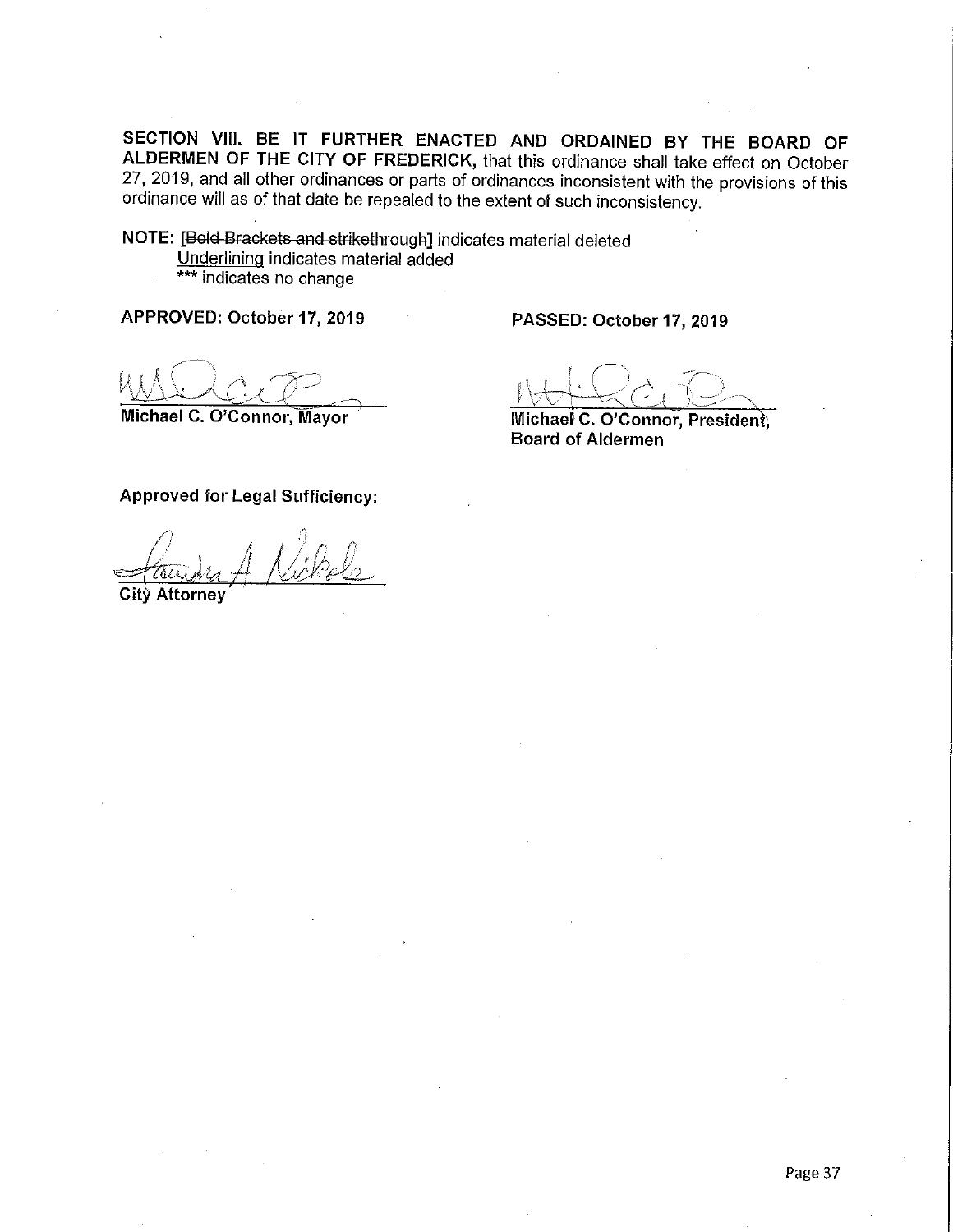**SECTION VIII. BE IT FURTHER ENACTED AND ORDAINED BY THE BOARD OF ALDERMEN OF THE CITY OF FREDERICK,** that this ordinance shall take effect on October 27, 2019, and all other ordinances or parts of ordinances inconsistent with the provisions of this ordinance will as of that date be repealed to the extent of such inconsistency.

**NOTE:** [~~Bold Brackets and strikethrough~~] indicates material deleted
Underlining indicates material added
\*\*\* indicates no change

**APPROVED: October 17, 2019**

**PASSED: October 17, 2019**

**Michael C. O'Connor, Mayor**

**Michael C. O'Connor, President, Board of Aldermen**

**Approved for Legal Sufficiency:**

**City Attorney**